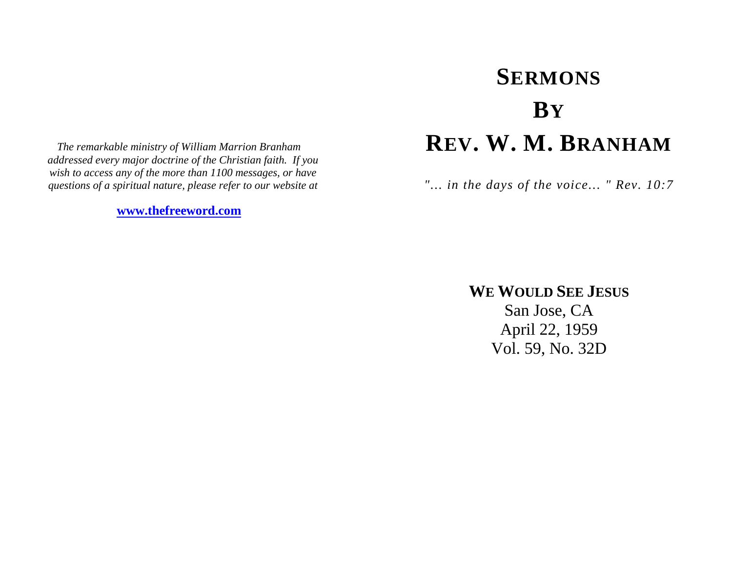*The remarkable ministry of William Marrion Branham addressed every major doctrine of the Christian faith. If you wish to access any of the more than 1100 messages, or have questions of a spiritual nature, please refer to our website at*

**www.thefreeword.com**

# SERMONS BY REV. W. M. BRANHAM

*"... in the days of the voice... " Rev. 10:7*

**WE WOULD SEE JESUS**

San Jose, CA

April 22, 1959

Vol. 59, No. 32D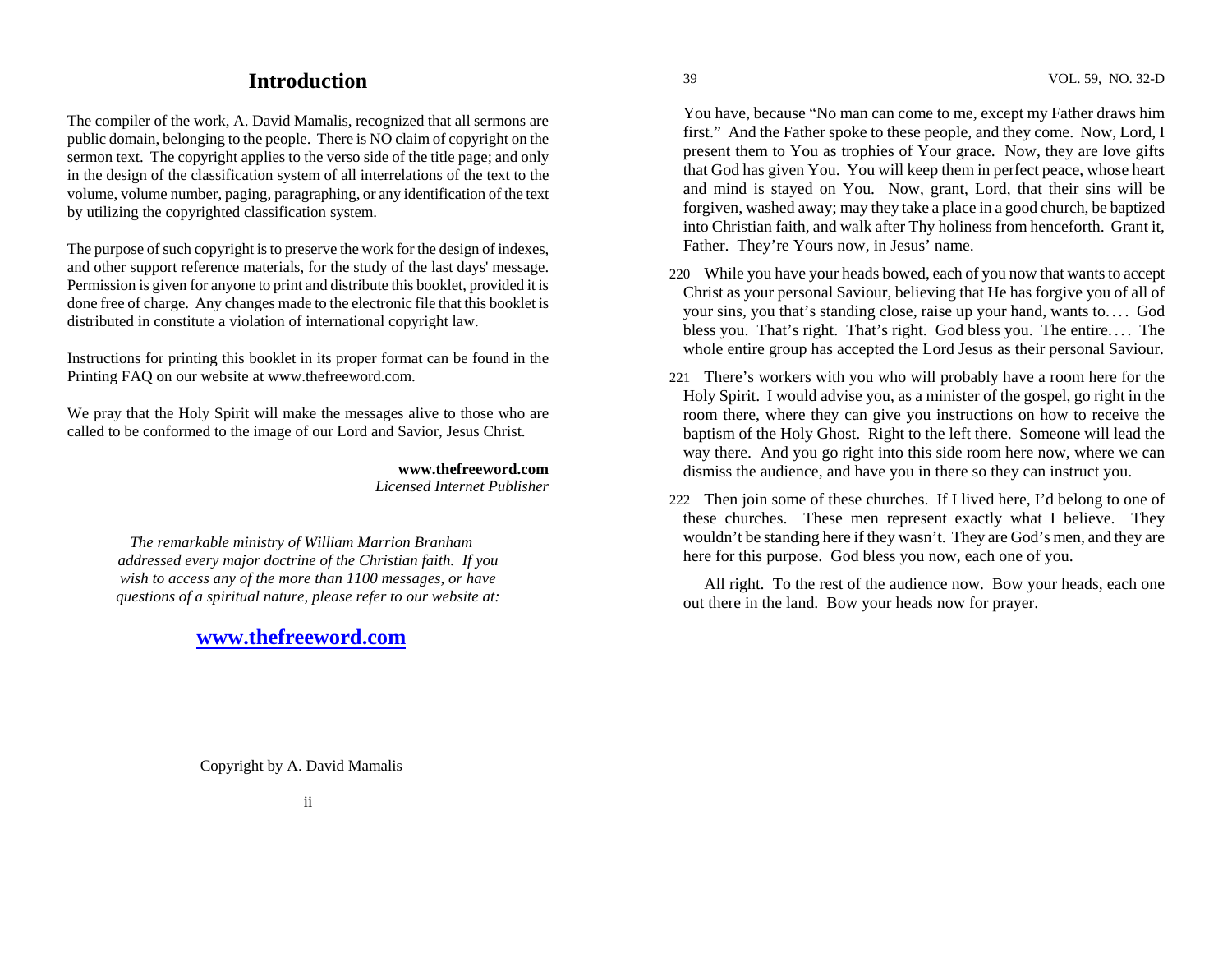# Introduction

The compiler of the work, A. David Mamalis, recognized that all sermons are public domain, belonging to the people. There is NO claim of copyright on the sermon text. The copyright applies to the verso side of the title page; and only in the design of the classification system of all interrelations of the text to the volume, volume number, paging, paragraphing, or any identification of the text by utilizing the copyrighted classification system.

The purpose of such copyright is to preserve the work for the design of indexes, and other support reference materials, for the study of the last days' message. Permission is given for anyone to print and distribute this booklet, provided it is done free of charge. Any changes made to the electronic file that this booklet is distributed in constitute a violation of international copyright law.

Instructions for printing this booklet in its proper format can be found in the Printing FAQ on our website at www.thefreeword.com.

We pray that the Holy Spirit will make the messages alive to those who are called to be conformed to the image of our Lord and Savior, Jesus Christ.

**www.thefreeword.com**
*Licensed Internet Publisher*

*The remarkable ministry of William Marrion Branham addressed every major doctrine of the Christian faith. If you wish to access any of the more than 1100 messages, or have questions of a spiritual nature, please refer to our website at:*

**www.thefreeword.com**

Copyright by A. David Mamalis

You have, because "No man can come to me, except my Father draws him first." And the Father spoke to these people, and they come. Now, Lord, I present them to You as trophies of Your grace. Now, they are love gifts that God has given You. You will keep them in perfect peace, whose heart and mind is stayed on You. Now, grant, Lord, that their sins will be forgiven, washed away; may they take a place in a good church, be baptized into Christian faith, and walk after Thy holiness from henceforth. Grant it, Father. They're Yours now, in Jesus' name.

220 While you have your heads bowed, each of you now that wants to accept Christ as your personal Saviour, believing that He has forgive you of all of your sins, you that's standing close, raise up your hand, wants to.… God bless you. That's right. That's right. God bless you. The entire.… The whole entire group has accepted the Lord Jesus as their personal Saviour.

221 There's workers with you who will probably have a room here for the Holy Spirit. I would advise you, as a minister of the gospel, go right in the room there, where they can give you instructions on how to receive the baptism of the Holy Ghost. Right to the left there. Someone will lead the way there. And you go right into this side room here now, where we can dismiss the audience, and have you in there so they can instruct you.

222 Then join some of these churches. If I lived here, I'd belong to one of these churches. These men represent exactly what I believe. They wouldn't be standing here if they wasn't. They are God's men, and they are here for this purpose. God bless you now, each one of you.

All right. To the rest of the audience now. Bow your heads, each one out there in the land. Bow your heads now for prayer.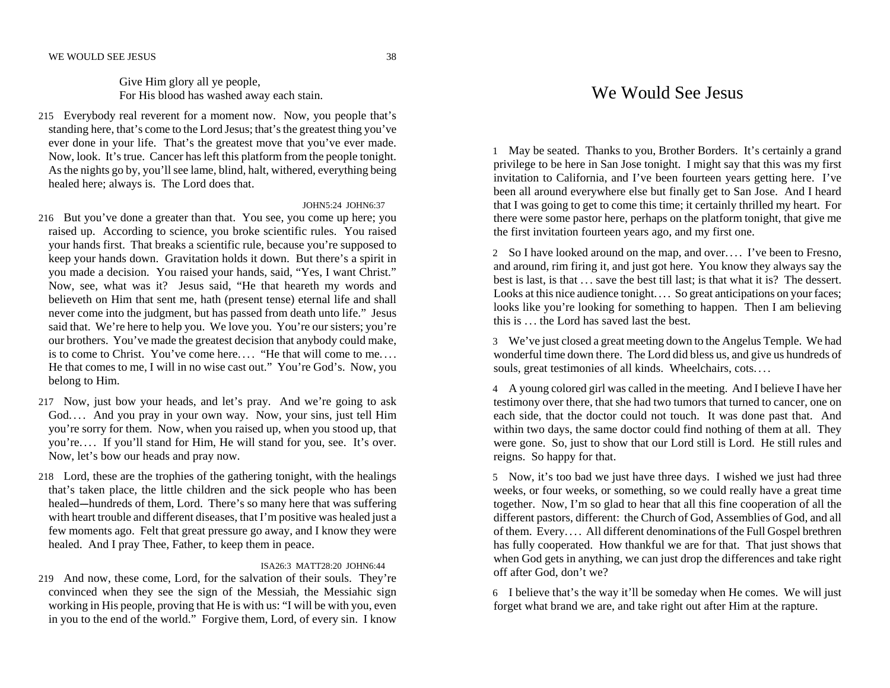Give Him glory all ye people,
For His blood has washed away each stain.

215 Everybody real reverent for a moment now. Now, you people that's standing here, that's come to the Lord Jesus; that's the greatest thing you've ever done in your life. That's the greatest move that you've ever made. Now, look. It's true. Cancer has left this platform from the people tonight. As the nights go by, you'll see lame, blind, halt, withered, everything being healed here; always is. The Lord does that.

JOHN5:24 JOHN6:37

216 But you've done a greater than that. You see, you come up here; you raised up. According to science, you broke scientific rules. You raised your hands first. That breaks a scientific rule, because you're supposed to keep your hands down. Gravitation holds it down. But there's a spirit in you made a decision. You raised your hands, said, "Yes, I want Christ." Now, see, what was it? Jesus said, "He that heareth my words and believeth on Him that sent me, hath (present tense) eternal life and shall never come into the judgment, but has passed from death unto life." Jesus said that. We're here to help you. We love you. You're our sisters; you're our brothers. You've made the greatest decision that anybody could make, is to come to Christ. You've come here.… "He that will come to me.… He that comes to me, I will in no wise cast out." You're God's. Now, you belong to Him.

217 Now, just bow your heads, and let's pray. And we're going to ask God.… And you pray in your own way. Now, your sins, just tell Him you're sorry for them. Now, when you raised up, when you stood up, that you're.… If you'll stand for Him, He will stand for you, see. It's over. Now, let's bow our heads and pray now.

218 Lord, these are the trophies of the gathering tonight, with the healings that's taken place, the little children and the sick people who has been healed—hundreds of them, Lord. There's so many here that was suffering with heart trouble and different diseases, that I'm positive was healed just a few moments ago. Felt that great pressure go away, and I know they were healed. And I pray Thee, Father, to keep them in peace.

ISA26:3 MATT28:20 JOHN6:44

219 And now, these come, Lord, for the salvation of their souls. They're convinced when they see the sign of the Messiah, the Messiahic sign working in His people, proving that He is with us: "I will be with you, even in you to the end of the world." Forgive them, Lord, of every sin. I know

# We Would See Jesus

1 May be seated. Thanks to you, Brother Borders. It's certainly a grand privilege to be here in San Jose tonight. I might say that this was my first invitation to California, and I've been fourteen years getting here. I've been all around everywhere else but finally get to San Jose. And I heard that I was going to get to come this time; it certainly thrilled my heart. For there were some pastor here, perhaps on the platform tonight, that give me the first invitation fourteen years ago, and my first one.

2 So I have looked around on the map, and over.… I've been to Fresno, and around, rim firing it, and just got here. You know they always say the best is last, is that … save the best till last; is that what it is? The dessert. Looks at this nice audience tonight.… So great anticipations on your faces; looks like you're looking for something to happen. Then I am believing this is … the Lord has saved last the best.

3 We've just closed a great meeting down to the Angelus Temple. We had wonderful time down there. The Lord did bless us, and give us hundreds of souls, great testimonies of all kinds. Wheelchairs, cots.…

4 A young colored girl was called in the meeting. And I believe I have her testimony over there, that she had two tumors that turned to cancer, one on each side, that the doctor could not touch. It was done past that. And within two days, the same doctor could find nothing of them at all. They were gone. So, just to show that our Lord still is Lord. He still rules and reigns. So happy for that.

5 Now, it's too bad we just have three days. I wished we just had three weeks, or four weeks, or something, so we could really have a great time together. Now, I'm so glad to hear that all this fine cooperation of all the different pastors, different: the Church of God, Assemblies of God, and all of them. Every.… All different denominations of the Full Gospel brethren has fully cooperated. How thankful we are for that. That just shows that when God gets in anything, we can just drop the differences and take right off after God, don't we?

6 I believe that's the way it'll be someday when He comes. We will just forget what brand we are, and take right out after Him at the rapture.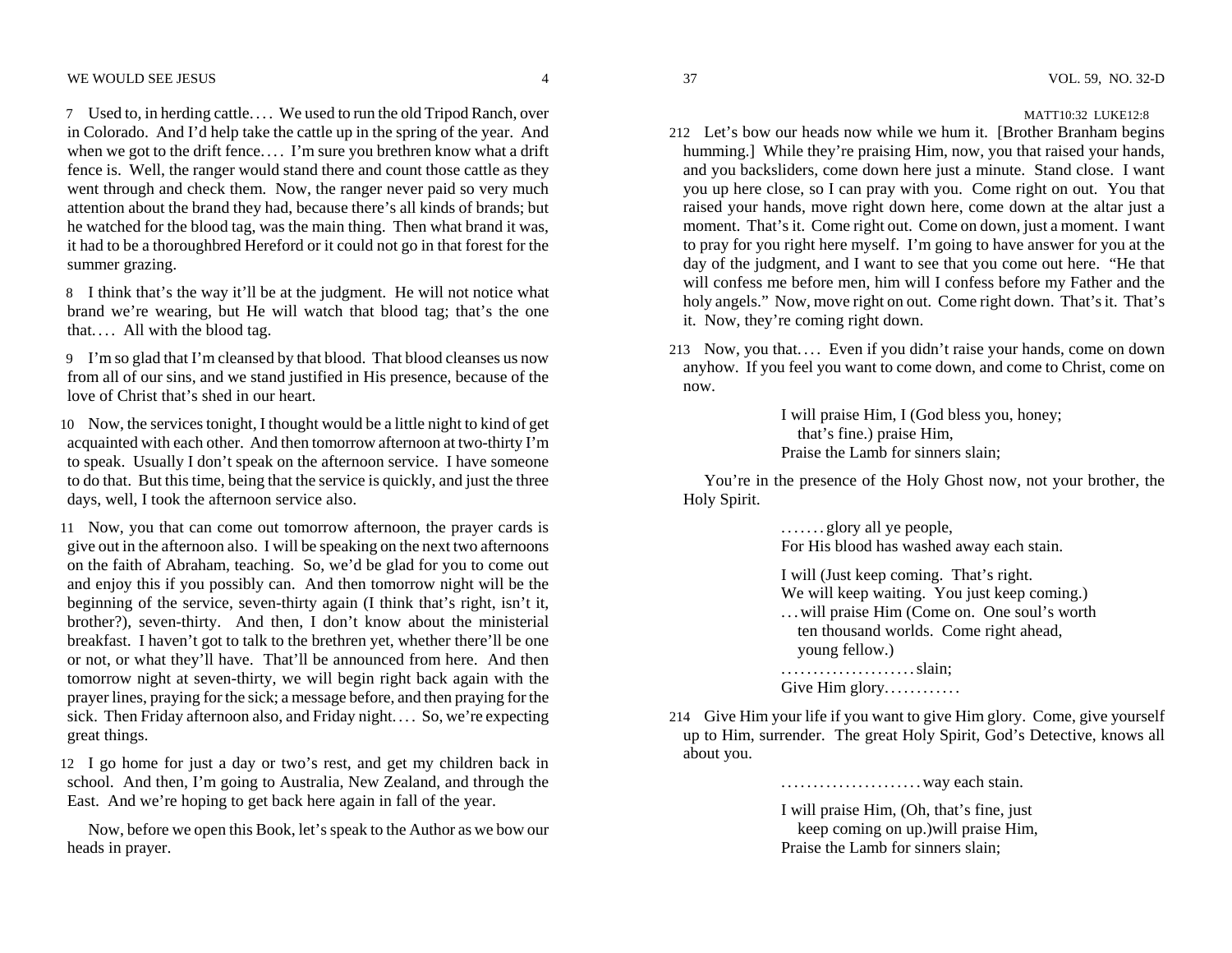7 Used to, in herding cattle.… We used to run the old Tripod Ranch, over in Colorado. And I'd help take the cattle up in the spring of the year. And when we got to the drift fence.… I'm sure you brethren know what a drift fence is. Well, the ranger would stand there and count those cattle as they went through and check them. Now, the ranger never paid so very much attention about the brand they had, because there's all kinds of brands; but he watched for the blood tag, was the main thing. Then what brand it was, it had to be a thoroughbred Hereford or it could not go in that forest for the summer grazing.

8 I think that's the way it'll be at the judgment. He will not notice what brand we're wearing, but He will watch that blood tag; that's the one that.… All with the blood tag.

9 I'm so glad that I'm cleansed by that blood. That blood cleanses us now from all of our sins, and we stand justified in His presence, because of the love of Christ that's shed in our heart.

10 Now, the services tonight, I thought would be a little night to kind of get acquainted with each other. And then tomorrow afternoon at two-thirty I'm to speak. Usually I don't speak on the afternoon service. I have someone to do that. But this time, being that the service is quickly, and just the three days, well, I took the afternoon service also.

11 Now, you that can come out tomorrow afternoon, the prayer cards is give out in the afternoon also. I will be speaking on the next two afternoons on the faith of Abraham, teaching. So, we'd be glad for you to come out and enjoy this if you possibly can. And then tomorrow night will be the beginning of the service, seven-thirty again (I think that's right, isn't it, brother?), seven-thirty. And then, I don't know about the ministerial breakfast. I haven't got to talk to the brethren yet, whether there'll be one or not, or what they'll have. That'll be announced from here. And then tomorrow night at seven-thirty, we will begin right back again with the prayer lines, praying for the sick; a message before, and then praying for the sick. Then Friday afternoon also, and Friday night.… So, we're expecting great things.

12 I go home for just a day or two's rest, and get my children back in school. And then, I'm going to Australia, New Zealand, and through the East. And we're hoping to get back here again in fall of the year.

Now, before we open this Book, let's speak to the Author as we bow our heads in prayer.

MATT10:32 LUKE12:8

212 Let's bow our heads now while we hum it. [Brother Branham begins humming.] While they're praising Him, now, you that raised your hands, and you backsliders, come down here just a minute. Stand close. I want you up here close, so I can pray with you. Come right on out. You that raised your hands, move right down here, come down at the altar just a moment. That's it. Come right out. Come on down, just a moment. I want to pray for you right here myself. I'm going to have answer for you at the day of the judgment, and I want to see that you come out here. "He that will confess me before men, him will I confess before my Father and the holy angels." Now, move right on out. Come right down. That's it. That's it. Now, they're coming right down.

213 Now, you that.… Even if you didn't raise your hands, come on down anyhow. If you feel you want to come down, and come to Christ, come on now.

> I will praise Him, I (God bless you, honey;
> that's fine.) praise Him,
> Praise the Lamb for sinners slain;

You're in the presence of the Holy Ghost now, not your brother, the Holy Spirit.

> …….glory all ye people,
> For His blood has washed away each stain.
>
> I will (Just keep coming. That's right.
> We will keep waiting. You just keep coming.)
> …will praise Him (Come on. One soul's worth
> ten thousand worlds. Come right ahead,
> young fellow.)
> ………………….slain;
> Give Him glory…………

214 Give Him your life if you want to give Him glory. Come, give yourself up to Him, surrender. The great Holy Spirit, God's Detective, knows all about you.

> ………………….way each stain.
>
> I will praise Him, (Oh, that's fine, just
> keep coming on up.)will praise Him,
> Praise the Lamb for sinners slain;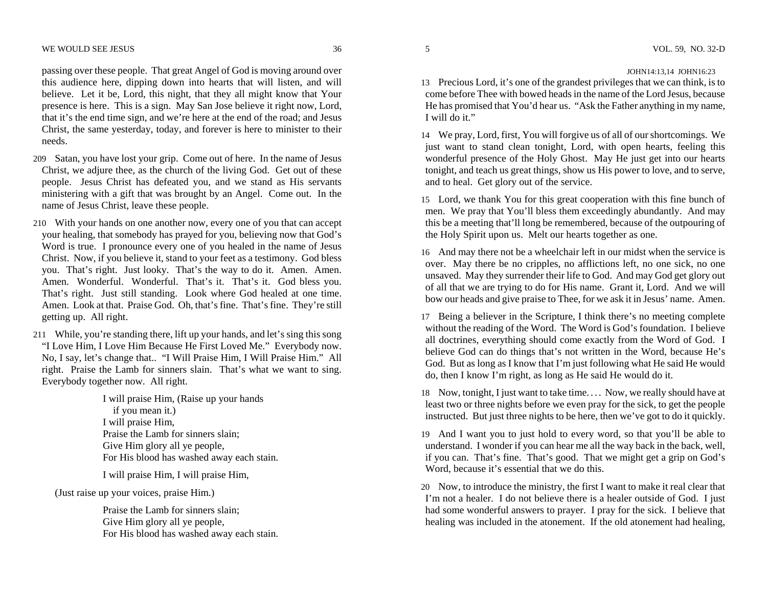passing over these people. That great Angel of God is moving around over this audience here, dipping down into hearts that will listen, and will believe. Let it be, Lord, this night, that they all might know that Your presence is here. This is a sign. May San Jose believe it right now, Lord, that it's the end time sign, and we're here at the end of the road; and Jesus Christ, the same yesterday, today, and forever is here to minister to their needs.

209 Satan, you have lost your grip. Come out of here. In the name of Jesus Christ, we adjure thee, as the church of the living God. Get out of these people. Jesus Christ has defeated you, and we stand as His servants ministering with a gift that was brought by an Angel. Come out. In the name of Jesus Christ, leave these people.

210 With your hands on one another now, every one of you that can accept your healing, that somebody has prayed for you, believing now that God's Word is true. I pronounce every one of you healed in the name of Jesus Christ. Now, if you believe it, stand to your feet as a testimony. God bless you. That's right. Just looky. That's the way to do it. Amen. Amen. Amen. Wonderful. Wonderful. That's it. That's it. God bless you. That's right. Just still standing. Look where God healed at one time. Amen. Look at that. Praise God. Oh, that's fine. That's fine. They're still getting up. All right.

211 While, you're standing there, lift up your hands, and let's sing this song "I Love Him, I Love Him Because He First Loved Me." Everybody now. No, I say, let's change that.. "I Will Praise Him, I Will Praise Him." All right. Praise the Lamb for sinners slain. That's what we want to sing. Everybody together now. All right.

> I will praise Him, (Raise up your hands
> if you mean it.)
> I will praise Him,
> Praise the Lamb for sinners slain;
> Give Him glory all ye people,
> For His blood has washed away each stain.
>
> I will praise Him, I will praise Him,

(Just raise up your voices, praise Him.)

> Praise the Lamb for sinners slain;
> Give Him glory all ye people,
> For His blood has washed away each stain.

JOHN14:13,14 JOHN16:23

13 Precious Lord, it's one of the grandest privileges that we can think, is to come before Thee with bowed heads in the name of the Lord Jesus, because He has promised that You'd hear us. "Ask the Father anything in my name, I will do it."

14 We pray, Lord, first, You will forgive us of all of our shortcomings. We just want to stand clean tonight, Lord, with open hearts, feeling this wonderful presence of the Holy Ghost. May He just get into our hearts tonight, and teach us great things, show us His power to love, and to serve, and to heal. Get glory out of the service.

15 Lord, we thank You for this great cooperation with this fine bunch of men. We pray that You'll bless them exceedingly abundantly. And may this be a meeting that'll long be remembered, because of the outpouring of the Holy Spirit upon us. Melt our hearts together as one.

16 And may there not be a wheelchair left in our midst when the service is over. May there be no cripples, no afflictions left, no one sick, no one unsaved. May they surrender their life to God. And may God get glory out of all that we are trying to do for His name. Grant it, Lord. And we will bow our heads and give praise to Thee, for we ask it in Jesus' name. Amen.

17 Being a believer in the Scripture, I think there's no meeting complete without the reading of the Word. The Word is God's foundation. I believe all doctrines, everything should come exactly from the Word of God. I believe God can do things that's not written in the Word, because He's God. But as long as I know that I'm just following what He said He would do, then I know I'm right, as long as He said He would do it.

18 Now, tonight, I just want to take time.... Now, we really should have at least two or three nights before we even pray for the sick, to get the people instructed. But just three nights to be here, then we've got to do it quickly.

19 And I want you to just hold to every word, so that you'll be able to understand. I wonder if you can hear me all the way back in the back, well, if you can. That's fine. That's good. That we might get a grip on God's Word, because it's essential that we do this.

20 Now, to introduce the ministry, the first I want to make it real clear that I'm not a healer. I do not believe there is a healer outside of God. I just had some wonderful answers to prayer. I pray for the sick. I believe that healing was included in the atonement. If the old atonement had healing,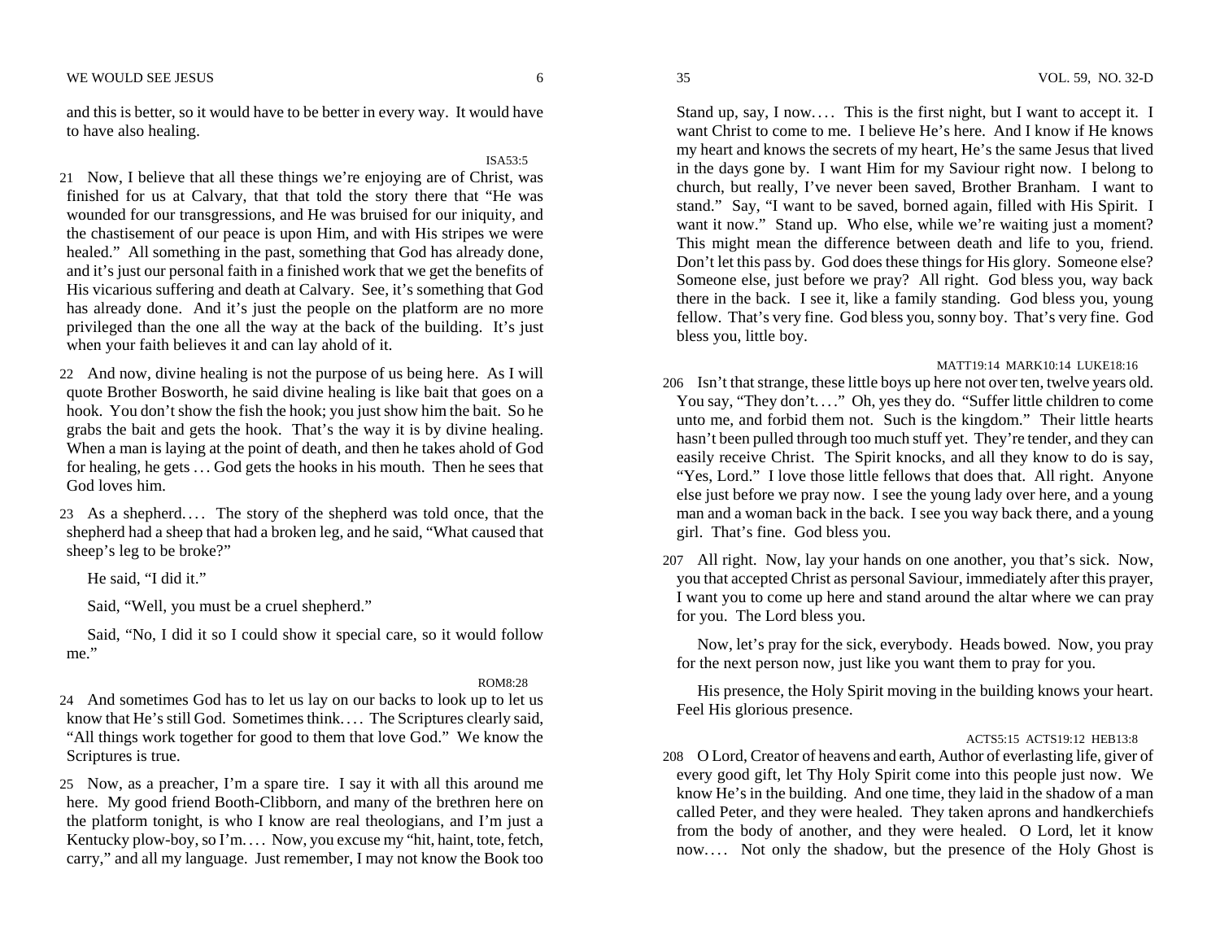and this is better, so it would have to be better in every way. It would have to have also healing.

ISA53:5

21 Now, I believe that all these things we're enjoying are of Christ, was finished for us at Calvary, that that told the story there that "He was wounded for our transgressions, and He was bruised for our iniquity, and the chastisement of our peace is upon Him, and with His stripes we were healed." All something in the past, something that God has already done, and it's just our personal faith in a finished work that we get the benefits of His vicarious suffering and death at Calvary. See, it's something that God has already done. And it's just the people on the platform are no more privileged than the one all the way at the back of the building. It's just when your faith believes it and can lay ahold of it.

22 And now, divine healing is not the purpose of us being here. As I will quote Brother Bosworth, he said divine healing is like bait that goes on a hook. You don't show the fish the hook; you just show him the bait. So he grabs the bait and gets the hook. That's the way it is by divine healing. When a man is laying at the point of death, and then he takes ahold of God for healing, he gets . . . God gets the hooks in his mouth. Then he sees that God loves him.

23 As a shepherd. . . . The story of the shepherd was told once, that the shepherd had a sheep that had a broken leg, and he said, "What caused that sheep's leg to be broke?"

He said, "I did it."

Said, "Well, you must be a cruel shepherd."

Said, "No, I did it so I could show it special care, so it would follow me."

ROM8:28

24 And sometimes God has to let us lay on our backs to look up to let us know that He's still God. Sometimes think. . . . The Scriptures clearly said, "All things work together for good to them that love God." We know the Scriptures is true.

25 Now, as a preacher, I'm a spare tire. I say it with all this around me here. My good friend Booth-Clibborn, and many of the brethren here on the platform tonight, is who I know are real theologians, and I'm just a Kentucky plow-boy, so I'm. . . . Now, you excuse my "hit, haint, tote, fetch, carry," and all my language. Just remember, I may not know the Book too

Stand up, say, I now. . . . This is the first night, but I want to accept it. I want Christ to come to me. I believe He's here. And I know if He knows my heart and knows the secrets of my heart, He's the same Jesus that lived in the days gone by. I want Him for my Saviour right now. I belong to church, but really, I've never been saved, Brother Branham. I want to stand." Say, "I want to be saved, borned again, filled with His Spirit. I want it now." Stand up. Who else, while we're waiting just a moment? This might mean the difference between death and life to you, friend. Don't let this pass by. God does these things for His glory. Someone else? Someone else, just before we pray? All right. God bless you, way back there in the back. I see it, like a family standing. God bless you, young fellow. That's very fine. God bless you, sonny boy. That's very fine. God bless you, little boy.

MATT19:14 MARK10:14 LUKE18:16

206 Isn't that strange, these little boys up here not over ten, twelve years old. You say, "They don't. . . ." Oh, yes they do. "Suffer little children to come unto me, and forbid them not. Such is the kingdom." Their little hearts hasn't been pulled through too much stuff yet. They're tender, and they can easily receive Christ. The Spirit knocks, and all they know to do is say, "Yes, Lord." I love those little fellows that does that. All right. Anyone else just before we pray now. I see the young lady over here, and a young man and a woman back in the back. I see you way back there, and a young girl. That's fine. God bless you.

207 All right. Now, lay your hands on one another, you that's sick. Now, you that accepted Christ as personal Saviour, immediately after this prayer, I want you to come up here and stand around the altar where we can pray for you. The Lord bless you.

Now, let's pray for the sick, everybody. Heads bowed. Now, you pray for the next person now, just like you want them to pray for you.

His presence, the Holy Spirit moving in the building knows your heart. Feel His glorious presence.

ACTS5:15 ACTS19:12 HEB13:8

208 O Lord, Creator of heavens and earth, Author of everlasting life, giver of every good gift, let Thy Holy Spirit come into this people just now. We know He's in the building. And one time, they laid in the shadow of a man called Peter, and they were healed. They taken aprons and handkerchiefs from the body of another, and they were healed. O Lord, let it know now. . . . Not only the shadow, but the presence of the Holy Ghost is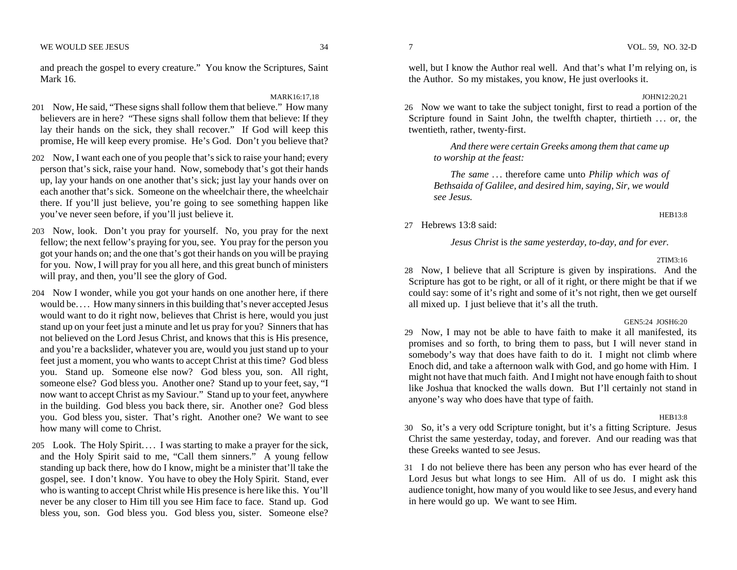and preach the gospel to every creature." You know the Scriptures, Saint Mark 16.

MARK16:17,18

201 Now, He said, "These signs shall follow them that believe." How many believers are in here? "These signs shall follow them that believe: If they lay their hands on the sick, they shall recover." If God will keep this promise, He will keep every promise. He's God. Don't you believe that?

202 Now, I want each one of you people that's sick to raise your hand; every person that's sick, raise your hand. Now, somebody that's got their hands up, lay your hands on one another that's sick; just lay your hands over on each another that's sick. Someone on the wheelchair there, the wheelchair there. If you'll just believe, you're going to see something happen like you've never seen before, if you'll just believe it.

203 Now, look. Don't you pray for yourself. No, you pray for the next fellow; the next fellow's praying for you, see. You pray for the person you got your hands on; and the one that's got their hands on you will be praying for you. Now, I will pray for you all here, and this great bunch of ministers will pray, and then, you'll see the glory of God.

204 Now I wonder, while you got your hands on one another here, if there would be.... How many sinners in this building that's never accepted Jesus would want to do it right now, believes that Christ is here, would you just stand up on your feet just a minute and let us pray for you? Sinners that has not believed on the Lord Jesus Christ, and knows that this is His presence, and you're a backslider, whatever you are, would you just stand up to your feet just a moment, you who wants to accept Christ at this time? God bless you. Stand up. Someone else now? God bless you, son. All right, someone else? God bless you. Another one? Stand up to your feet, say, "I now want to accept Christ as my Saviour." Stand up to your feet, anywhere in the building. God bless you back there, sir. Another one? God bless you. God bless you, sister. That's right. Another one? We want to see how many will come to Christ.

205 Look. The Holy Spirit.... I was starting to make a prayer for the sick, and the Holy Spirit said to me, "Call them sinners." A young fellow standing up back there, how do I know, might be a minister that'll take the gospel, see. I don't know. You have to obey the Holy Spirit. Stand, ever who is wanting to accept Christ while His presence is here like this. You'll never be any closer to Him till you see Him face to face. Stand up. God bless you, son. God bless you. God bless you, sister. Someone else?

well, but I know the Author real well. And that's what I'm relying on, is the Author. So my mistakes, you know, He just overlooks it.

JOHN12:20,21

26 Now we want to take the subject tonight, first to read a portion of the Scripture found in Saint John, the twelfth chapter, thirtieth ... or, the twentieth, rather, twenty-first.

> *And there were certain Greeks among them that came up to worship at the feast:*
>
> *The same* ... therefore came unto *Philip which was of Bethsaida of Galilee, and desired him, saying, Sir, we would see Jesus.*

HEB13:8

27 Hebrews 13:8 said:

> *Jesus Christ* is *the same yesterday, to-day, and for ever.*

2TIM3:16

28 Now, I believe that all Scripture is given by inspirations. And the Scripture has got to be right, or all of it right, or there might be that if we could say: some of it's right and some of it's not right, then we get ourself all mixed up. I just believe that it's all the truth.

GEN5:24 JOSH6:20

29 Now, I may not be able to have faith to make it all manifested, its promises and so forth, to bring them to pass, but I will never stand in somebody's way that does have faith to do it. I might not climb where Enoch did, and take a afternoon walk with God, and go home with Him. I might not have that much faith. And I might not have enough faith to shout like Joshua that knocked the walls down. But I'll certainly not stand in anyone's way who does have that type of faith.

HEB13:8

30 So, it's a very odd Scripture tonight, but it's a fitting Scripture. Jesus Christ the same yesterday, today, and forever. And our reading was that these Greeks wanted to see Jesus.

31 I do not believe there has been any person who has ever heard of the Lord Jesus but what longs to see Him. All of us do. I might ask this audience tonight, how many of you would like to see Jesus, and every hand in here would go up. We want to see Him.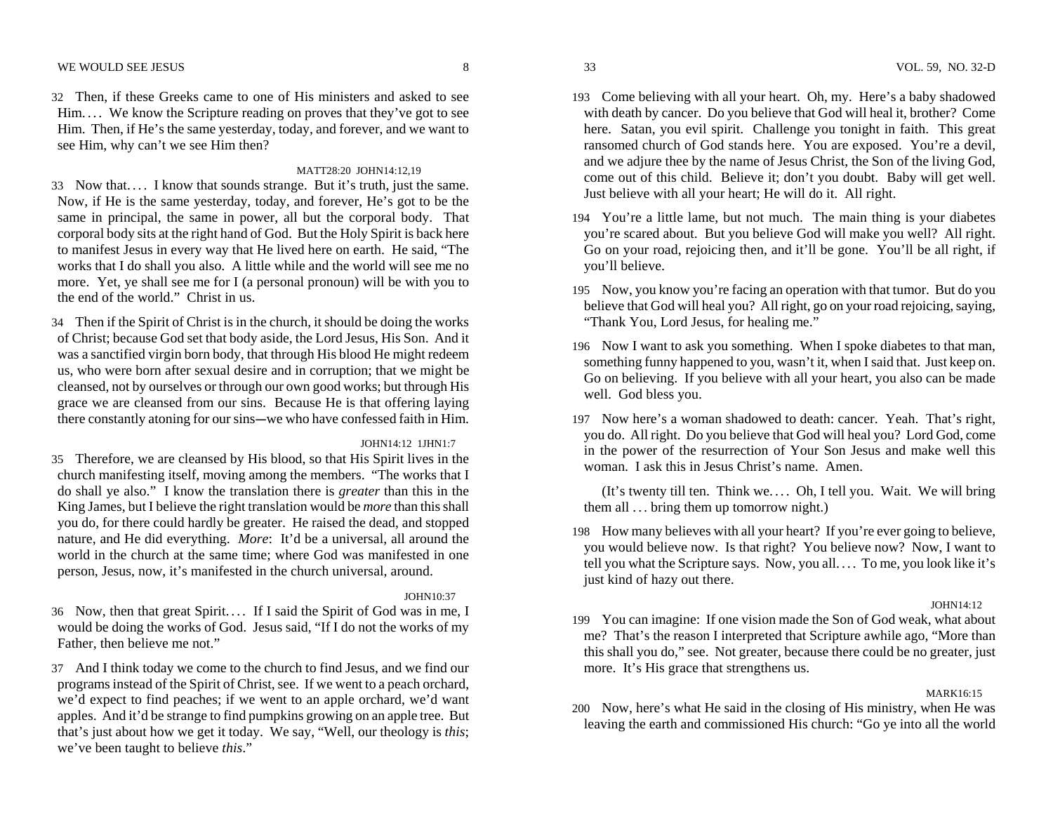32 Then, if these Greeks came to one of His ministers and asked to see Him.... We know the Scripture reading on proves that they've got to see Him. Then, if He's the same yesterday, today, and forever, and we want to see Him, why can't we see Him then?

MATT28:20 JOHN14:12,19

33 Now that.... I know that sounds strange. But it's truth, just the same. Now, if He is the same yesterday, today, and forever, He's got to be the same in principal, the same in power, all but the corporal body. That corporal body sits at the right hand of God. But the Holy Spirit is back here to manifest Jesus in every way that He lived here on earth. He said, "The works that I do shall you also. A little while and the world will see me no more. Yet, ye shall see me for I (a personal pronoun) will be with you to the end of the world." Christ in us.

34 Then if the Spirit of Christ is in the church, it should be doing the works of Christ; because God set that body aside, the Lord Jesus, His Son. And it was a sanctified virgin born body, that through His blood He might redeem us, who were born after sexual desire and in corruption; that we might be cleansed, not by ourselves or through our own good works; but through His grace we are cleansed from our sins. Because He is that offering laying there constantly atoning for our sins—we who have confessed faith in Him.

JOHN14:12 1JHN1:7

35 Therefore, we are cleansed by His blood, so that His Spirit lives in the church manifesting itself, moving among the members. "The works that I do shall ye also." I know the translation there is *greater* than this in the King James, but I believe the right translation would be *more* than this shall you do, for there could hardly be greater. He raised the dead, and stopped nature, and He did everything. *More*: It'd be a universal, all around the world in the church at the same time; where God was manifested in one person, Jesus, now, it's manifested in the church universal, around.

JOHN10:37

36 Now, then that great Spirit.... If I said the Spirit of God was in me, I would be doing the works of God. Jesus said, "If I do not the works of my Father, then believe me not."

37 And I think today we come to the church to find Jesus, and we find our programs instead of the Spirit of Christ, see. If we went to a peach orchard, we'd expect to find peaches; if we went to an apple orchard, we'd want apples. And it'd be strange to find pumpkins growing on an apple tree. But that's just about how we get it today. We say, "Well, our theology is *this*; we've been taught to believe *this*."

193 Come believing with all your heart. Oh, my. Here's a baby shadowed with death by cancer. Do you believe that God will heal it, brother? Come here. Satan, you evil spirit. Challenge you tonight in faith. This great ransomed church of God stands here. You are exposed. You're a devil, and we adjure thee by the name of Jesus Christ, the Son of the living God, come out of this child. Believe it; don't you doubt. Baby will get well. Just believe with all your heart; He will do it. All right.

194 You're a little lame, but not much. The main thing is your diabetes you're scared about. But you believe God will make you well? All right. Go on your road, rejoicing then, and it'll be gone. You'll be all right, if you'll believe.

195 Now, you know you're facing an operation with that tumor. But do you believe that God will heal you? All right, go on your road rejoicing, saying, "Thank You, Lord Jesus, for healing me."

196 Now I want to ask you something. When I spoke diabetes to that man, something funny happened to you, wasn't it, when I said that. Just keep on. Go on believing. If you believe with all your heart, you also can be made well. God bless you.

197 Now here's a woman shadowed to death: cancer. Yeah. That's right, you do. All right. Do you believe that God will heal you? Lord God, come in the power of the resurrection of Your Son Jesus and make well this woman. I ask this in Jesus Christ's name. Amen.

(It's twenty till ten. Think we.... Oh, I tell you. Wait. We will bring them all ... bring them up tomorrow night.)

198 How many believes with all your heart? If you're ever going to believe, you would believe now. Is that right? You believe now? Now, I want to tell you what the Scripture says. Now, you all.... To me, you look like it's just kind of hazy out there.

JOHN14:12

199 You can imagine: If one vision made the Son of God weak, what about me? That's the reason I interpreted that Scripture awhile ago, "More than this shall you do," see. Not greater, because there could be no greater, just more. It's His grace that strengthens us.

MARK16:15

200 Now, here's what He said in the closing of His ministry, when He was leaving the earth and commissioned His church: "Go ye into all the world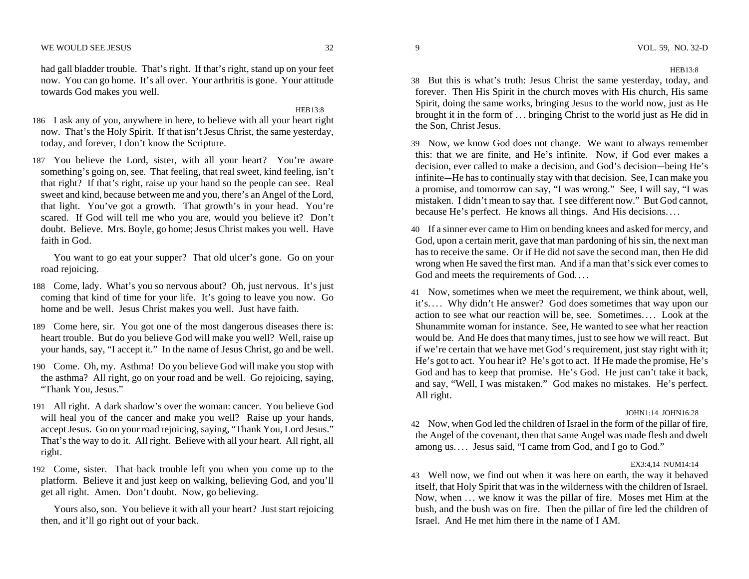had gall bladder trouble. That's right. If that's right, stand up on your feet now. You can go home. It's all over. Your arthritis is gone. Your attitude towards God makes you well.

HEB13:8

186 I ask any of you, anywhere in here, to believe with all your heart right now. That's the Holy Spirit. If that isn't Jesus Christ, the same yesterday, today, and forever, I don't know the Scripture.

187 You believe the Lord, sister, with all your heart? You're aware something's going on, see. That feeling, that real sweet, kind feeling, isn't that right? If that's right, raise up your hand so the people can see. Real sweet and kind, because between me and you, there's an Angel of the Lord, that light. You've got a growth. That growth's in your head. You're scared. If God will tell me who you are, would you believe it? Don't doubt. Believe. Mrs. Boyle, go home; Jesus Christ makes you well. Have faith in God.

You want to go eat your supper? That old ulcer's gone. Go on your road rejoicing.

188 Come, lady. What's you so nervous about? Oh, just nervous. It's just coming that kind of time for your life. It's going to leave you now. Go home and be well. Jesus Christ makes you well. Just have faith.

189 Come here, sir. You got one of the most dangerous diseases there is: heart trouble. But do you believe God will make you well? Well, raise up your hands, say, "I accept it." In the name of Jesus Christ, go and be well.

190 Come. Oh, my. Asthma! Do you believe God will make you stop with the asthma? All right, go on your road and be well. Go rejoicing, saying, "Thank You, Jesus."

191 All right. A dark shadow's over the woman: cancer. You believe God will heal you of the cancer and make you well? Raise up your hands, accept Jesus. Go on your road rejoicing, saying, "Thank You, Lord Jesus." That's the way to do it. All right. Believe with all your heart. All right, all right.

192 Come, sister. That back trouble left you when you come up to the platform. Believe it and just keep on walking, believing God, and you'll get all right. Amen. Don't doubt. Now, go believing.

Yours also, son. You believe it with all your heart? Just start rejoicing then, and it'll go right out of your back.

HEB13:8

38 But this is what's truth: Jesus Christ the same yesterday, today, and forever. Then His Spirit in the church moves with His church, His same Spirit, doing the same works, bringing Jesus to the world now, just as He brought it in the form of … bringing Christ to the world just as He did in the Son, Christ Jesus.

39 Now, we know God does not change. We want to always remember this: that we are finite, and He's infinite. Now, if God ever makes a decision, ever called to make a decision, and God's decision—being He's infinite—He has to continually stay with that decision. See, I can make you a promise, and tomorrow can say, "I was wrong." See, I will say, "I was mistaken. I didn't mean to say that. I see different now." But God cannot, because He's perfect. He knows all things. And His decisions.…

40 If a sinner ever came to Him on bending knees and asked for mercy, and God, upon a certain merit, gave that man pardoning of his sin, the next man has to receive the same. Or if He did not save the second man, then He did wrong when He saved the first man. And if a man that's sick ever comes to God and meets the requirements of God.…

41 Now, sometimes when we meet the requirement, we think about, well, it's.… Why didn't He answer? God does sometimes that way upon our action to see what our reaction will be, see. Sometimes.… Look at the Shunammite woman for instance. See, He wanted to see what her reaction would be. And He does that many times, just to see how we will react. But if we're certain that we have met God's requirement, just stay right with it; He's got to act. You hear it? He's got to act. If He made the promise, He's God and has to keep that promise. He's God. He just can't take it back, and say, "Well, I was mistaken." God makes no mistakes. He's perfect. All right.

JOHN1:14 JOHN16:28

42 Now, when God led the children of Israel in the form of the pillar of fire, the Angel of the covenant, then that same Angel was made flesh and dwelt among us.… Jesus said, "I came from God, and I go to God."

EX3:4,14 NUM14:14

43 Well now, we find out when it was here on earth, the way it behaved itself, that Holy Spirit that was in the wilderness with the children of Israel. Now, when … we know it was the pillar of fire. Moses met Him at the bush, and the bush was on fire. Then the pillar of fire led the children of Israel. And He met him there in the name of I AM.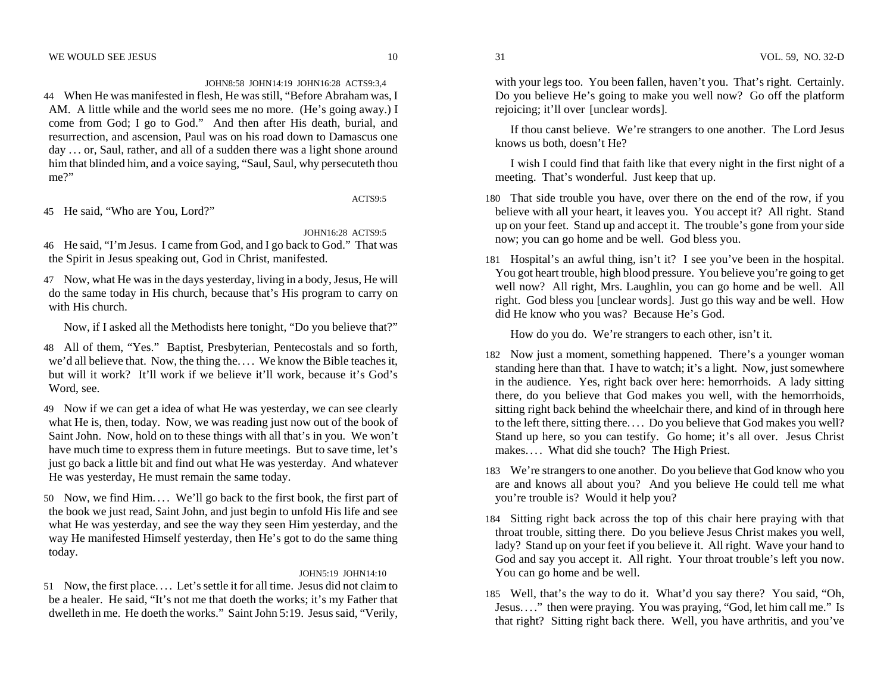JOHN8:58 JOHN14:19 JOHN16:28 ACTS9:3,4

44 When He was manifested in flesh, He was still, "Before Abraham was, I AM. A little while and the world sees me no more. (He's going away.) I come from God; I go to God." And then after His death, burial, and resurrection, and ascension, Paul was on his road down to Damascus one day . . . or, Saul, rather, and all of a sudden there was a light shone around him that blinded him, and a voice saying, "Saul, Saul, why persecuteth thou me?"

ACTS9:5

45 He said, "Who are You, Lord?"

JOHN16:28 ACTS9:5

46 He said, "I'm Jesus. I came from God, and I go back to God." That was the Spirit in Jesus speaking out, God in Christ, manifested.

47 Now, what He was in the days yesterday, living in a body, Jesus, He will do the same today in His church, because that's His program to carry on with His church.

Now, if I asked all the Methodists here tonight, "Do you believe that?"

48 All of them, "Yes." Baptist, Presbyterian, Pentecostals and so forth, we'd all believe that. Now, the thing the. . . . We know the Bible teaches it, but will it work? It'll work if we believe it'll work, because it's God's Word, see.

49 Now if we can get a idea of what He was yesterday, we can see clearly what He is, then, today. Now, we was reading just now out of the book of Saint John. Now, hold on to these things with all that's in you. We won't have much time to express them in future meetings. But to save time, let's just go back a little bit and find out what He was yesterday. And whatever He was yesterday, He must remain the same today.

50 Now, we find Him. . . . We'll go back to the first book, the first part of the book we just read, Saint John, and just begin to unfold His life and see what He was yesterday, and see the way they seen Him yesterday, and the way He manifested Himself yesterday, then He's got to do the same thing today.

JOHN5:19 JOHN14:10

51 Now, the first place. . . . Let's settle it for all time. Jesus did not claim to be a healer. He said, "It's not me that doeth the works; it's my Father that dwelleth in me. He doeth the works." Saint John 5:19. Jesus said, "Verily,

with your legs too. You been fallen, haven't you. That's right. Certainly. Do you believe He's going to make you well now? Go off the platform rejoicing; it'll over [unclear words].

If thou canst believe. We're strangers to one another. The Lord Jesus knows us both, doesn't He?

I wish I could find that faith like that every night in the first night of a meeting. That's wonderful. Just keep that up.

180 That side trouble you have, over there on the end of the row, if you believe with all your heart, it leaves you. You accept it? All right. Stand up on your feet. Stand up and accept it. The trouble's gone from your side now; you can go home and be well. God bless you.

181 Hospital's an awful thing, isn't it? I see you've been in the hospital. You got heart trouble, high blood pressure. You believe you're going to get well now? All right, Mrs. Laughlin, you can go home and be well. All right. God bless you [unclear words]. Just go this way and be well. How did He know who you was? Because He's God.

How do you do. We're strangers to each other, isn't it.

182 Now just a moment, something happened. There's a younger woman standing here than that. I have to watch; it's a light. Now, just somewhere in the audience. Yes, right back over here: hemorrhoids. A lady sitting there, do you believe that God makes you well, with the hemorrhoids, sitting right back behind the wheelchair there, and kind of in through here to the left there, sitting there. . . . Do you believe that God makes you well? Stand up here, so you can testify. Go home; it's all over. Jesus Christ makes. . . . What did she touch? The High Priest.

183 We're strangers to one another. Do you believe that God know who you are and knows all about you? And you believe He could tell me what you're trouble is? Would it help you?

184 Sitting right back across the top of this chair here praying with that throat trouble, sitting there. Do you believe Jesus Christ makes you well, lady? Stand up on your feet if you believe it. All right. Wave your hand to God and say you accept it. All right. Your throat trouble's left you now. You can go home and be well.

185 Well, that's the way to do it. What'd you say there? You said, "Oh, Jesus. . . ." then were praying. You was praying, "God, let him call me." Is that right? Sitting right back there. Well, you have arthritis, and you've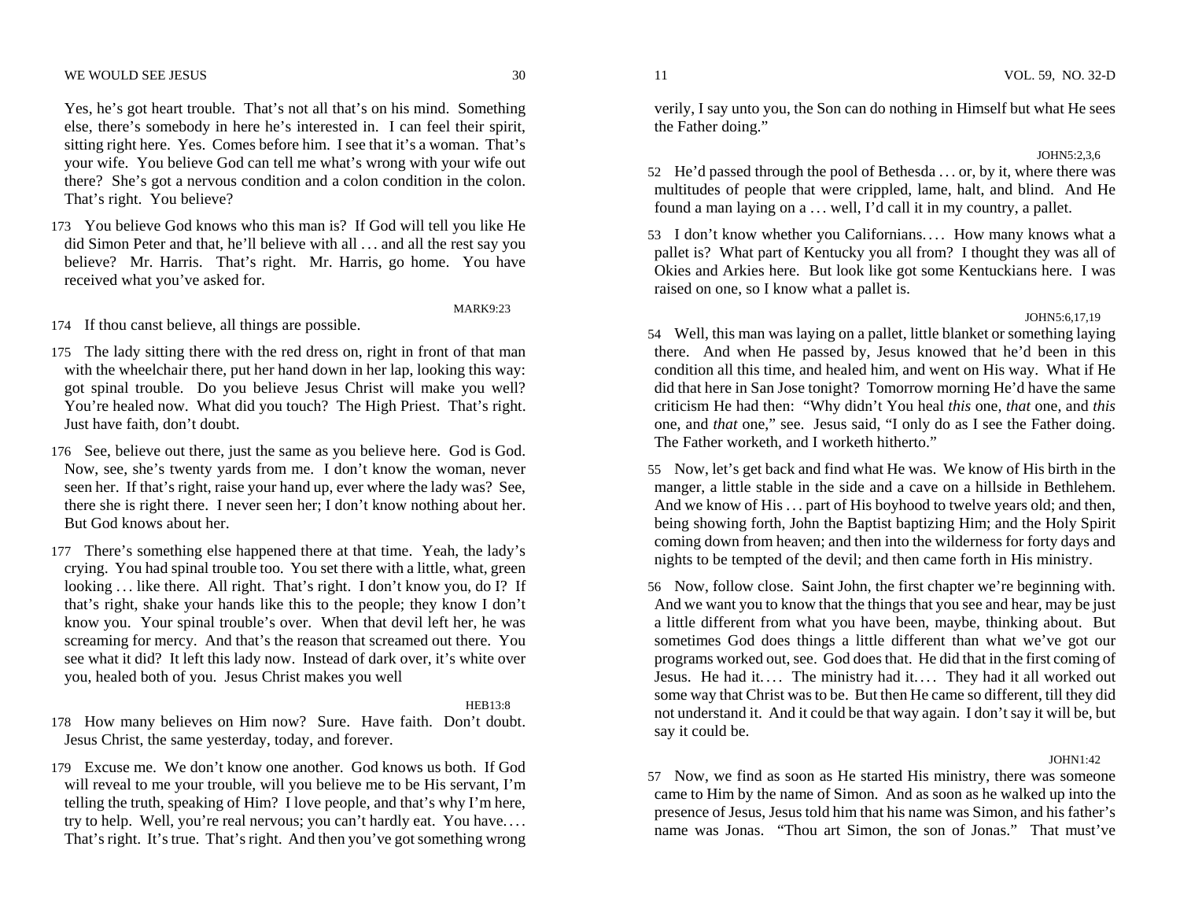Yes, he's got heart trouble. That's not all that's on his mind. Something else, there's somebody in here he's interested in. I can feel their spirit, sitting right here. Yes. Comes before him. I see that it's a woman. That's your wife. You believe God can tell me what's wrong with your wife out there? She's got a nervous condition and a colon condition in the colon. That's right. You believe?

173 You believe God knows who this man is? If God will tell you like He did Simon Peter and that, he'll believe with all … and all the rest say you believe? Mr. Harris. That's right. Mr. Harris, go home. You have received what you've asked for.

MARK9:23

174 If thou canst believe, all things are possible.

175 The lady sitting there with the red dress on, right in front of that man with the wheelchair there, put her hand down in her lap, looking this way: got spinal trouble. Do you believe Jesus Christ will make you well? You're healed now. What did you touch? The High Priest. That's right. Just have faith, don't doubt.

176 See, believe out there, just the same as you believe here. God is God. Now, see, she's twenty yards from me. I don't know the woman, never seen her. If that's right, raise your hand up, ever where the lady was? See, there she is right there. I never seen her; I don't know nothing about her. But God knows about her.

177 There's something else happened there at that time. Yeah, the lady's crying. You had spinal trouble too. You set there with a little, what, green looking … like there. All right. That's right. I don't know you, do I? If that's right, shake your hands like this to the people; they know I don't know you. Your spinal trouble's over. When that devil left her, he was screaming for mercy. And that's the reason that screamed out there. You see what it did? It left this lady now. Instead of dark over, it's white over you, healed both of you. Jesus Christ makes you well

HEB13:8

178 How many believes on Him now? Sure. Have faith. Don't doubt. Jesus Christ, the same yesterday, today, and forever.

179 Excuse me. We don't know one another. God knows us both. If God will reveal to me your trouble, will you believe me to be His servant, I'm telling the truth, speaking of Him? I love people, and that's why I'm here, try to help. Well, you're real nervous; you can't hardly eat. You have.… That's right. It's true. That's right. And then you've got something wrong

verily, I say unto you, the Son can do nothing in Himself but what He sees the Father doing."

JOHN5:2,3,6

52 He'd passed through the pool of Bethesda … or, by it, where there was multitudes of people that were crippled, lame, halt, and blind. And He found a man laying on a … well, I'd call it in my country, a pallet.

53 I don't know whether you Californians.… How many knows what a pallet is? What part of Kentucky you all from? I thought they was all of Okies and Arkies here. But look like got some Kentuckians here. I was raised on one, so I know what a pallet is.

JOHN5:6,17,19

54 Well, this man was laying on a pallet, little blanket or something laying there. And when He passed by, Jesus knowed that he'd been in this condition all this time, and healed him, and went on His way. What if He did that here in San Jose tonight? Tomorrow morning He'd have the same criticism He had then: "Why didn't You heal *this* one, *that* one, and *this* one, and *that* one," see. Jesus said, "I only do as I see the Father doing. The Father worketh, and I worketh hitherto."

55 Now, let's get back and find what He was. We know of His birth in the manger, a little stable in the side and a cave on a hillside in Bethlehem. And we know of His … part of His boyhood to twelve years old; and then, being showing forth, John the Baptist baptizing Him; and the Holy Spirit coming down from heaven; and then into the wilderness for forty days and nights to be tempted of the devil; and then came forth in His ministry.

56 Now, follow close. Saint John, the first chapter we're beginning with. And we want you to know that the things that you see and hear, may be just a little different from what you have been, maybe, thinking about. But sometimes God does things a little different than what we've got our programs worked out, see. God does that. He did that in the first coming of Jesus. He had it.… The ministry had it.… They had it all worked out some way that Christ was to be. But then He came so different, till they did not understand it. And it could be that way again. I don't say it will be, but say it could be.

JOHN1:42

57 Now, we find as soon as He started His ministry, there was someone came to Him by the name of Simon. And as soon as he walked up into the presence of Jesus, Jesus told him that his name was Simon, and his father's name was Jonas. "Thou art Simon, the son of Jonas." That must've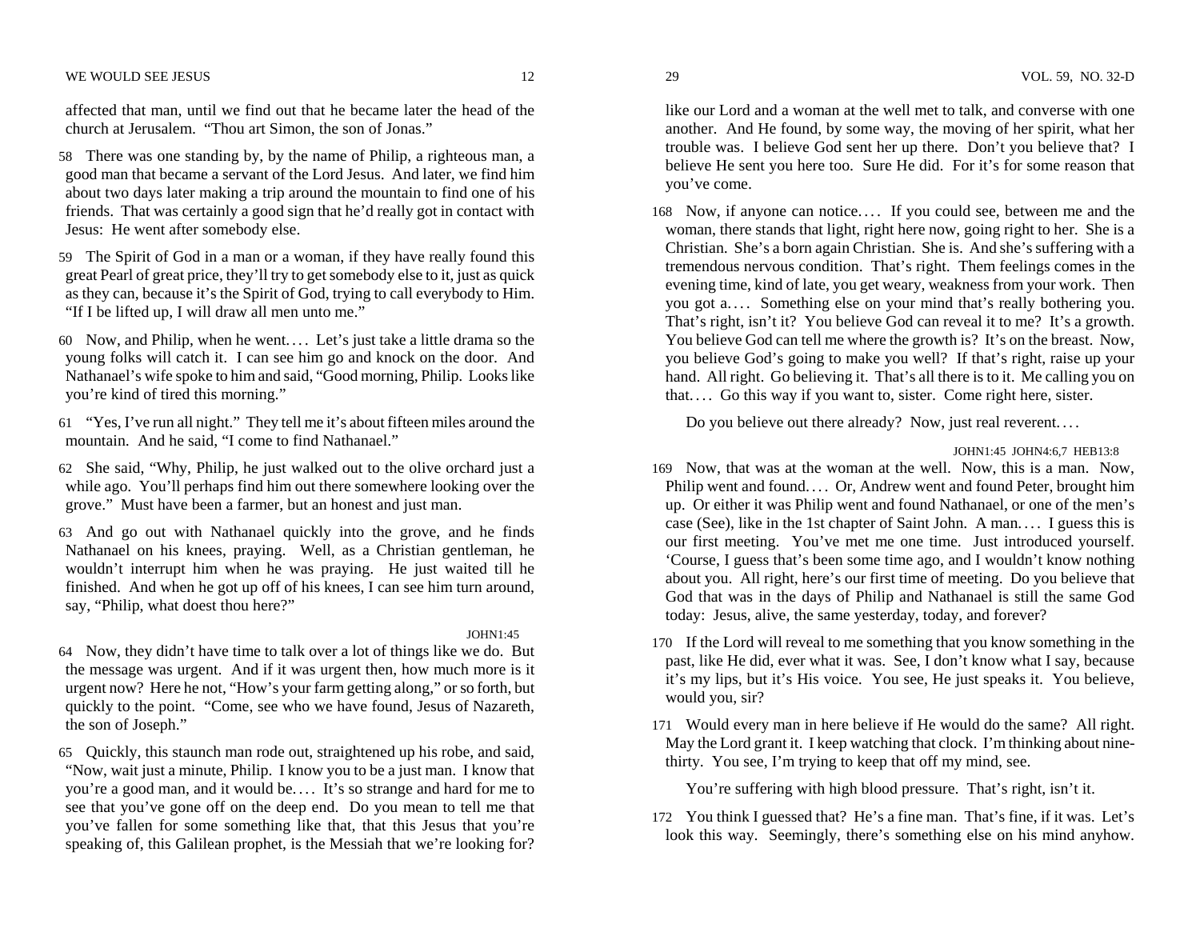affected that man, until we find out that he became later the head of the church at Jerusalem. "Thou art Simon, the son of Jonas."

58 There was one standing by, by the name of Philip, a righteous man, a good man that became a servant of the Lord Jesus. And later, we find him about two days later making a trip around the mountain to find one of his friends. That was certainly a good sign that he'd really got in contact with Jesus: He went after somebody else.

59 The Spirit of God in a man or a woman, if they have really found this great Pearl of great price, they'll try to get somebody else to it, just as quick as they can, because it's the Spirit of God, trying to call everybody to Him. "If I be lifted up, I will draw all men unto me."

60 Now, and Philip, when he went.... Let's just take a little drama so the young folks will catch it. I can see him go and knock on the door. And Nathanael's wife spoke to him and said, "Good morning, Philip. Looks like you're kind of tired this morning."

61 "Yes, I've run all night." They tell me it's about fifteen miles around the mountain. And he said, "I come to find Nathanael."

62 She said, "Why, Philip, he just walked out to the olive orchard just a while ago. You'll perhaps find him out there somewhere looking over the grove." Must have been a farmer, but an honest and just man.

63 And go out with Nathanael quickly into the grove, and he finds Nathanael on his knees, praying. Well, as a Christian gentleman, he wouldn't interrupt him when he was praying. He just waited till he finished. And when he got up off of his knees, I can see him turn around, say, "Philip, what doest thou here?"

JOHN1:45

64 Now, they didn't have time to talk over a lot of things like we do. But the message was urgent. And if it was urgent then, how much more is it urgent now? Here he not, "How's your farm getting along," or so forth, but quickly to the point. "Come, see who we have found, Jesus of Nazareth, the son of Joseph."

65 Quickly, this staunch man rode out, straightened up his robe, and said, "Now, wait just a minute, Philip. I know you to be a just man. I know that you're a good man, and it would be.... It's so strange and hard for me to see that you've gone off on the deep end. Do you mean to tell me that you've fallen for some something like that, that this Jesus that you're speaking of, this Galilean prophet, is the Messiah that we're looking for?

like our Lord and a woman at the well met to talk, and converse with one another. And He found, by some way, the moving of her spirit, what her trouble was. I believe God sent her up there. Don't you believe that? I believe He sent you here too. Sure He did. For it's for some reason that you've come.

168 Now, if anyone can notice.... If you could see, between me and the woman, there stands that light, right here now, going right to her. She is a Christian. She's a born again Christian. She is. And she's suffering with a tremendous nervous condition. That's right. Them feelings comes in the evening time, kind of late, you get weary, weakness from your work. Then you got a.... Something else on your mind that's really bothering you. That's right, isn't it? You believe God can reveal it to me? It's a growth. You believe God can tell me where the growth is? It's on the breast. Now, you believe God's going to make you well? If that's right, raise up your hand. All right. Go believing it. That's all there is to it. Me calling you on that.... Go this way if you want to, sister. Come right here, sister.

Do you believe out there already? Now, just real reverent....

JOHN1:45 JOHN4:6,7 HEB13:8

169 Now, that was at the woman at the well. Now, this is a man. Now, Philip went and found.... Or, Andrew went and found Peter, brought him up. Or either it was Philip went and found Nathanael, or one of the men's case (See), like in the 1st chapter of Saint John. A man.... I guess this is our first meeting. You've met me one time. Just introduced yourself. 'Course, I guess that's been some time ago, and I wouldn't know nothing about you. All right, here's our first time of meeting. Do you believe that God that was in the days of Philip and Nathanael is still the same God today: Jesus, alive, the same yesterday, today, and forever?

170 If the Lord will reveal to me something that you know something in the past, like He did, ever what it was. See, I don't know what I say, because it's my lips, but it's His voice. You see, He just speaks it. You believe, would you, sir?

171 Would every man in here believe if He would do the same? All right. May the Lord grant it. I keep watching that clock. I'm thinking about nine-thirty. You see, I'm trying to keep that off my mind, see.

You're suffering with high blood pressure. That's right, isn't it.

172 You think I guessed that? He's a fine man. That's fine, if it was. Let's look this way. Seemingly, there's something else on his mind anyhow.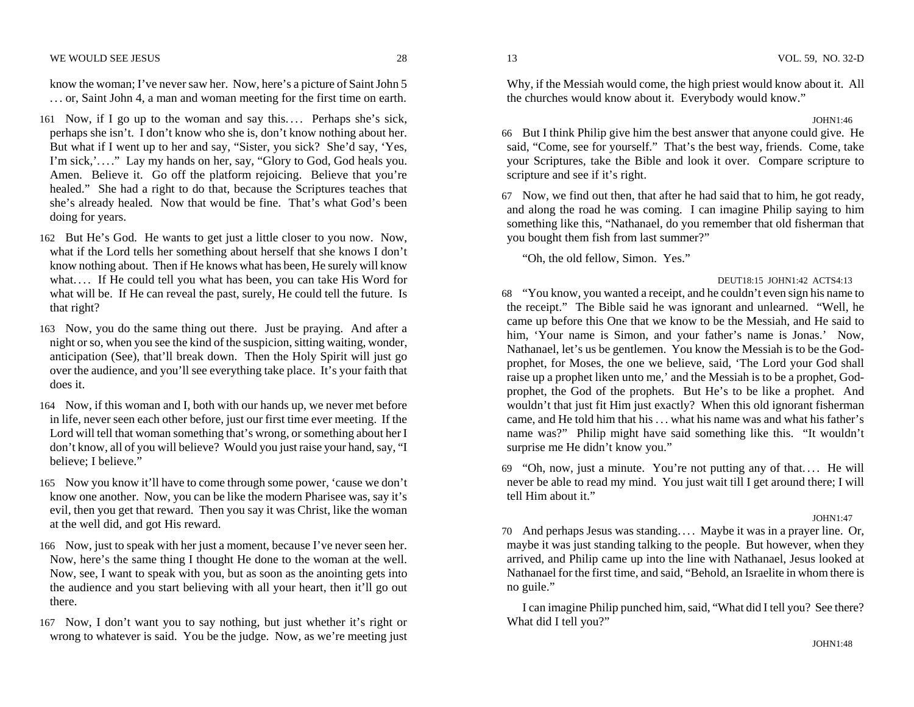know the woman; I've never saw her. Now, here's a picture of Saint John 5 . . . or, Saint John 4, a man and woman meeting for the first time on earth.

161 Now, if I go up to the woman and say this. . . . Perhaps she's sick, perhaps she isn't. I don't know who she is, don't know nothing about her. But what if I went up to her and say, "Sister, you sick? She'd say, 'Yes, I'm sick,'. . . ." Lay my hands on her, say, "Glory to God, God heals you. Amen. Believe it. Go off the platform rejoicing. Believe that you're healed." She had a right to do that, because the Scriptures teaches that she's already healed. Now that would be fine. That's what God's been doing for years.

162 But He's God. He wants to get just a little closer to you now. Now, what if the Lord tells her something about herself that she knows I don't know nothing about. Then if He knows what has been, He surely will know what. . . . If He could tell you what has been, you can take His Word for what will be. If He can reveal the past, surely, He could tell the future. Is that right?

163 Now, you do the same thing out there. Just be praying. And after a night or so, when you see the kind of the suspicion, sitting waiting, wonder, anticipation (See), that'll break down. Then the Holy Spirit will just go over the audience, and you'll see everything take place. It's your faith that does it.

164 Now, if this woman and I, both with our hands up, we never met before in life, never seen each other before, just our first time ever meeting. If the Lord will tell that woman something that's wrong, or something about her I don't know, all of you will believe? Would you just raise your hand, say, "I believe; I believe."

165 Now you know it'll have to come through some power, 'cause we don't know one another. Now, you can be like the modern Pharisee was, say it's evil, then you get that reward. Then you say it was Christ, like the woman at the well did, and got His reward.

166 Now, just to speak with her just a moment, because I've never seen her. Now, here's the same thing I thought He done to the woman at the well. Now, see, I want to speak with you, but as soon as the anointing gets into the audience and you start believing with all your heart, then it'll go out there.

167 Now, I don't want you to say nothing, but just whether it's right or wrong to whatever is said. You be the judge. Now, as we're meeting just

Why, if the Messiah would come, the high priest would know about it. All the churches would know about it. Everybody would know."

JOHN1:46

66 But I think Philip give him the best answer that anyone could give. He said, "Come, see for yourself." That's the best way, friends. Come, take your Scriptures, take the Bible and look it over. Compare scripture to scripture and see if it's right.

67 Now, we find out then, that after he had said that to him, he got ready, and along the road he was coming. I can imagine Philip saying to him something like this, "Nathanael, do you remember that old fisherman that you bought them fish from last summer?"

"Oh, the old fellow, Simon. Yes."

DEUT18:15 JOHN1:42 ACTS4:13

68 "You know, you wanted a receipt, and he couldn't even sign his name to the receipt." The Bible said he was ignorant and unlearned. "Well, he came up before this One that we know to be the Messiah, and He said to him, 'Your name is Simon, and your father's name is Jonas.' Now, Nathanael, let's us be gentlemen. You know the Messiah is to be the God-prophet, for Moses, the one we believe, said, 'The Lord your God shall raise up a prophet liken unto me,' and the Messiah is to be a prophet, God-prophet, the God of the prophets. But He's to be like a prophet. And wouldn't that just fit Him just exactly? When this old ignorant fisherman came, and He told him that his . . . what his name was and what his father's name was?" Philip might have said something like this. "It wouldn't surprise me He didn't know you."

69 "Oh, now, just a minute. You're not putting any of that. . . . He will never be able to read my mind. You just wait till I get around there; I will tell Him about it."

JOHN1:47

70 And perhaps Jesus was standing. . . . Maybe it was in a prayer line. Or, maybe it was just standing talking to the people. But however, when they arrived, and Philip came up into the line with Nathanael, Jesus looked at Nathanael for the first time, and said, "Behold, an Israelite in whom there is no guile."

I can imagine Philip punched him, said, "What did I tell you? See there? What did I tell you?"

JOHN1:48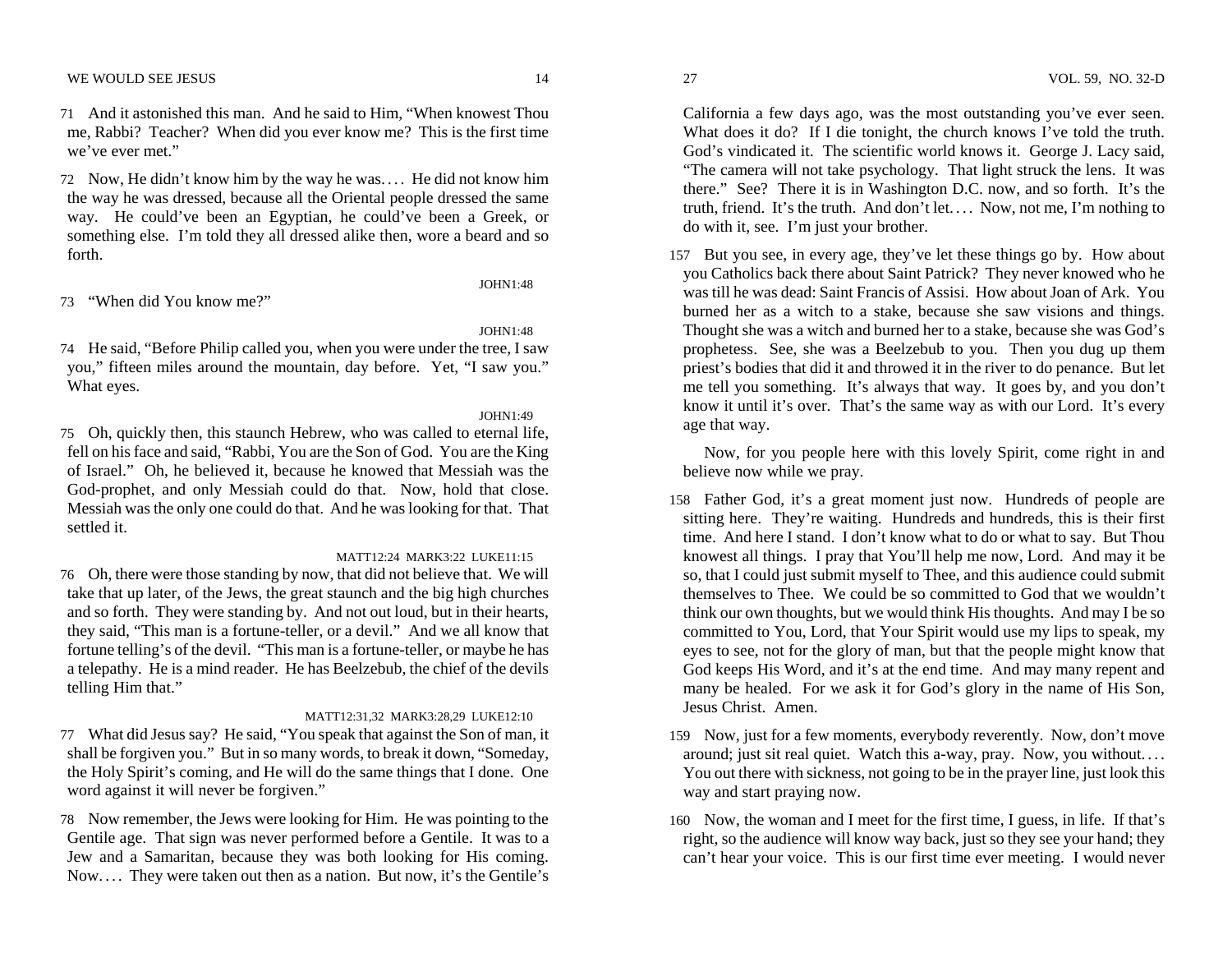71 And it astonished this man. And he said to Him, "When knowest Thou me, Rabbi? Teacher? When did you ever know me? This is the first time we've ever met."

72 Now, He didn't know him by the way he was.... He did not know him the way he was dressed, because all the Oriental people dressed the same way. He could've been an Egyptian, he could've been a Greek, or something else. I'm told they all dressed alike then, wore a beard and so forth.

JOHN1:48

73 "When did You know me?"

JOHN1:48

74 He said, "Before Philip called you, when you were under the tree, I saw you," fifteen miles around the mountain, day before. Yet, "I saw you." What eyes.

JOHN1:49

75 Oh, quickly then, this staunch Hebrew, who was called to eternal life, fell on his face and said, "Rabbi, You are the Son of God. You are the King of Israel." Oh, he believed it, because he knowed that Messiah was the God-prophet, and only Messiah could do that. Now, hold that close. Messiah was the only one could do that. And he was looking for that. That settled it.

MATT12:24 MARK3:22 LUKE11:15

76 Oh, there were those standing by now, that did not believe that. We will take that up later, of the Jews, the great staunch and the big high churches and so forth. They were standing by. And not out loud, but in their hearts, they said, "This man is a fortune-teller, or a devil." And we all know that fortune telling's of the devil. "This man is a fortune-teller, or maybe he has a telepathy. He is a mind reader. He has Beelzebub, the chief of the devils telling Him that."

MATT12:31,32 MARK3:28,29 LUKE12:10

77 What did Jesus say? He said, "You speak that against the Son of man, it shall be forgiven you." But in so many words, to break it down, "Someday, the Holy Spirit's coming, and He will do the same things that I done. One word against it will never be forgiven."

78 Now remember, the Jews were looking for Him. He was pointing to the Gentile age. That sign was never performed before a Gentile. It was to a Jew and a Samaritan, because they was both looking for His coming. Now.... They were taken out then as a nation. But now, it's the Gentile's

California a few days ago, was the most outstanding you've ever seen. What does it do? If I die tonight, the church knows I've told the truth. God's vindicated it. The scientific world knows it. George J. Lacy said, "The camera will not take psychology. That light struck the lens. It was there." See? There it is in Washington D.C. now, and so forth. It's the truth, friend. It's the truth. And don't let.... Now, not me, I'm nothing to do with it, see. I'm just your brother.

157 But you see, in every age, they've let these things go by. How about you Catholics back there about Saint Patrick? They never knowed who he was till he was dead: Saint Francis of Assisi. How about Joan of Ark. You burned her as a witch to a stake, because she saw visions and things. Thought she was a witch and burned her to a stake, because she was God's prophetess. See, she was a Beelzebub to you. Then you dug up them priest's bodies that did it and throwed it in the river to do penance. But let me tell you something. It's always that way. It goes by, and you don't know it until it's over. That's the same way as with our Lord. It's every age that way.

Now, for you people here with this lovely Spirit, come right in and believe now while we pray.

158 Father God, it's a great moment just now. Hundreds of people are sitting here. They're waiting. Hundreds and hundreds, this is their first time. And here I stand. I don't know what to do or what to say. But Thou knowest all things. I pray that You'll help me now, Lord. And may it be so, that I could just submit myself to Thee, and this audience could submit themselves to Thee. We could be so committed to God that we wouldn't think our own thoughts, but we would think His thoughts. And may I be so committed to You, Lord, that Your Spirit would use my lips to speak, my eyes to see, not for the glory of man, but that the people might know that God keeps His Word, and it's at the end time. And may many repent and many be healed. For we ask it for God's glory in the name of His Son, Jesus Christ. Amen.

159 Now, just for a few moments, everybody reverently. Now, don't move around; just sit real quiet. Watch this a-way, pray. Now, you without.... You out there with sickness, not going to be in the prayer line, just look this way and start praying now.

160 Now, the woman and I meet for the first time, I guess, in life. If that's right, so the audience will know way back, just so they see your hand; they can't hear your voice. This is our first time ever meeting. I would never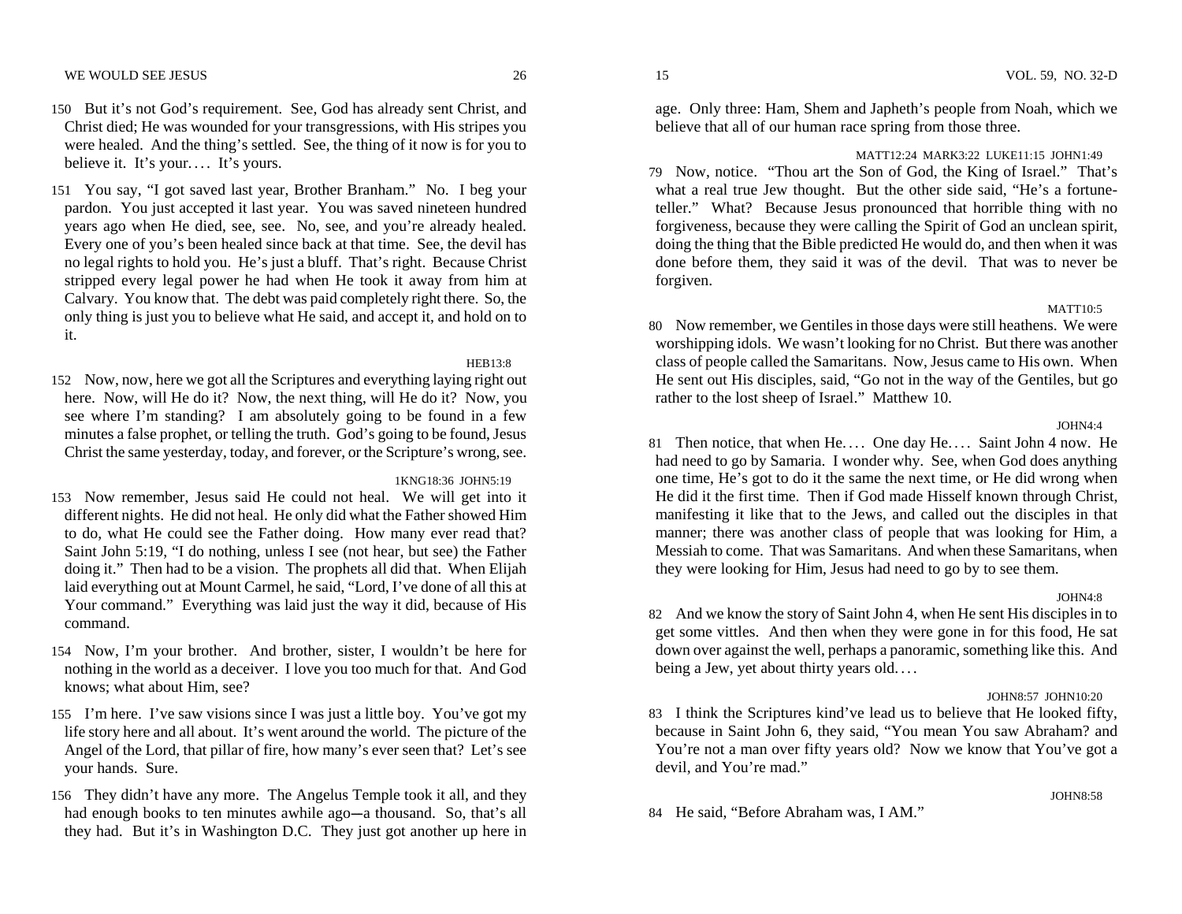150 But it's not God's requirement. See, God has already sent Christ, and Christ died; He was wounded for your transgressions, with His stripes you were healed. And the thing's settled. See, the thing of it now is for you to believe it. It's your.... It's yours.

151 You say, "I got saved last year, Brother Branham." No. I beg your pardon. You just accepted it last year. You was saved nineteen hundred years ago when He died, see, see. No, see, and you're already healed. Every one of you's been healed since back at that time. See, the devil has no legal rights to hold you. He's just a bluff. That's right. Because Christ stripped every legal power he had when He took it away from him at Calvary. You know that. The debt was paid completely right there. So, the only thing is just you to believe what He said, and accept it, and hold on to it.

HEB13:8

152 Now, now, here we got all the Scriptures and everything laying right out here. Now, will He do it? Now, the next thing, will He do it? Now, you see where I'm standing? I am absolutely going to be found in a few minutes a false prophet, or telling the truth. God's going to be found, Jesus Christ the same yesterday, today, and forever, or the Scripture's wrong, see.

1KNG18:36 JOHN5:19

153 Now remember, Jesus said He could not heal. We will get into it different nights. He did not heal. He only did what the Father showed Him to do, what He could see the Father doing. How many ever read that? Saint John 5:19, "I do nothing, unless I see (not hear, but see) the Father doing it." Then had to be a vision. The prophets all did that. When Elijah laid everything out at Mount Carmel, he said, "Lord, I've done of all this at Your command." Everything was laid just the way it did, because of His command.

154 Now, I'm your brother. And brother, sister, I wouldn't be here for nothing in the world as a deceiver. I love you too much for that. And God knows; what about Him, see?

155 I'm here. I've saw visions since I was just a little boy. You've got my life story here and all about. It's went around the world. The picture of the Angel of the Lord, that pillar of fire, how many's ever seen that? Let's see your hands. Sure.

156 They didn't have any more. The Angelus Temple took it all, and they had enough books to ten minutes awhile ago—a thousand. So, that's all they had. But it's in Washington D.C. They just got another up here in

age. Only three: Ham, Shem and Japheth's people from Noah, which we believe that all of our human race spring from those three.

MATT12:24 MARK3:22 LUKE11:15 JOHN1:49

79 Now, notice. "Thou art the Son of God, the King of Israel." That's what a real true Jew thought. But the other side said, "He's a fortune-teller." What? Because Jesus pronounced that horrible thing with no forgiveness, because they were calling the Spirit of God an unclean spirit, doing the thing that the Bible predicted He would do, and then when it was done before them, they said it was of the devil. That was to never be forgiven.

MATT10:5

80 Now remember, we Gentiles in those days were still heathens. We were worshipping idols. We wasn't looking for no Christ. But there was another class of people called the Samaritans. Now, Jesus came to His own. When He sent out His disciples, said, "Go not in the way of the Gentiles, but go rather to the lost sheep of Israel." Matthew 10.

JOHN4:4

81 Then notice, that when He.... One day He.... Saint John 4 now. He had need to go by Samaria. I wonder why. See, when God does anything one time, He's got to do it the same the next time, or He did wrong when He did it the first time. Then if God made Hisself known through Christ, manifesting it like that to the Jews, and called out the disciples in that manner; there was another class of people that was looking for Him, a Messiah to come. That was Samaritans. And when these Samaritans, when they were looking for Him, Jesus had need to go by to see them.

JOHN4:8

82 And we know the story of Saint John 4, when He sent His disciples in to get some vittles. And then when they were gone in for this food, He sat down over against the well, perhaps a panoramic, something like this. And being a Jew, yet about thirty years old....

JOHN8:57 JOHN10:20

83 I think the Scriptures kind've lead us to believe that He looked fifty, because in Saint John 6, they said, "You mean You saw Abraham? and You're not a man over fifty years old? Now we know that You've got a devil, and You're mad."

JOHN8:58

84 He said, "Before Abraham was, I AM."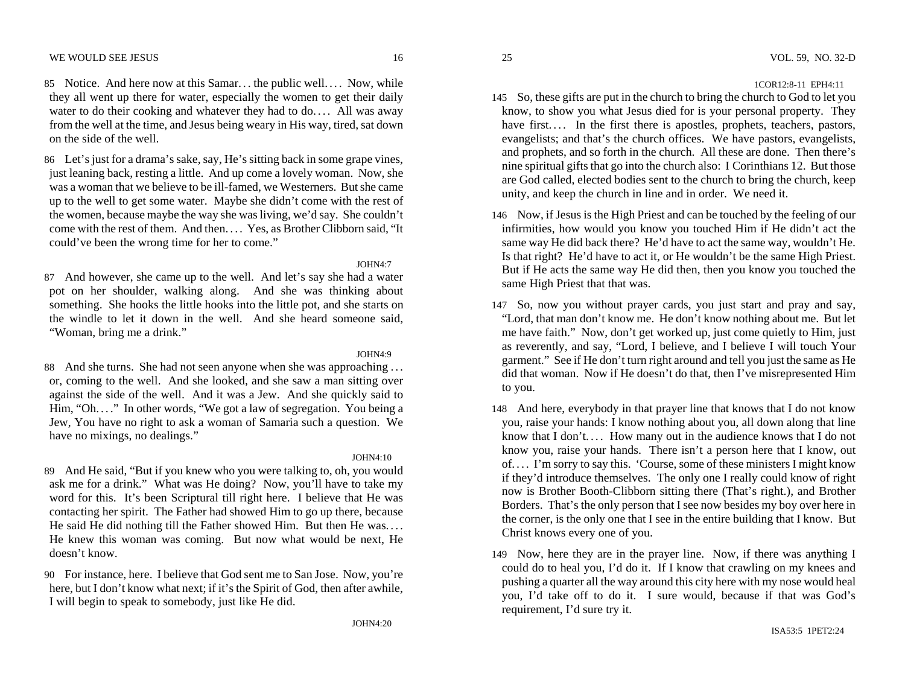85 Notice. And here now at this Samar… the public well…. Now, while they all went up there for water, especially the women to get their daily water to do their cooking and whatever they had to do…. All was away from the well at the time, and Jesus being weary in His way, tired, sat down on the side of the well.

86 Let's just for a drama's sake, say, He's sitting back in some grape vines, just leaning back, resting a little. And up come a lovely woman. Now, she was a woman that we believe to be ill-famed, we Westerners. But she came up to the well to get some water. Maybe she didn't come with the rest of the women, because maybe the way she was living, we'd say. She couldn't come with the rest of them. And then…. Yes, as Brother Clibborn said, "It could've been the wrong time for her to come."

JOHN4:7

87 And however, she came up to the well. And let's say she had a water pot on her shoulder, walking along. And she was thinking about something. She hooks the little hooks into the little pot, and she starts on the windle to let it down in the well. And she heard someone said, "Woman, bring me a drink."

JOHN4:9

88 And she turns. She had not seen anyone when she was approaching … or, coming to the well. And she looked, and she saw a man sitting over against the side of the well. And it was a Jew. And she quickly said to Him, "Oh…." In other words, "We got a law of segregation. You being a Jew, You have no right to ask a woman of Samaria such a question. We have no mixings, no dealings."

JOHN4:10

89 And He said, "But if you knew who you were talking to, oh, you would ask me for a drink." What was He doing? Now, you'll have to take my word for this. It's been Scriptural till right here. I believe that He was contacting her spirit. The Father had showed Him to go up there, because He said He did nothing till the Father showed Him. But then He was…. He knew this woman was coming. But now what would be next, He doesn't know.

90 For instance, here. I believe that God sent me to San Jose. Now, you're here, but I don't know what next; if it's the Spirit of God, then after awhile, I will begin to speak to somebody, just like He did.

JOHN4:20

1COR12:8-11 EPH4:11

145 So, these gifts are put in the church to bring the church to God to let you know, to show you what Jesus died for is your personal property. They have first…. In the first there is apostles, prophets, teachers, pastors, evangelists; and that's the church offices. We have pastors, evangelists, and prophets, and so forth in the church. All these are done. Then there's nine spiritual gifts that go into the church also: I Corinthians 12. But those are God called, elected bodies sent to the church to bring the church, keep unity, and keep the church in line and in order. We need it.

146 Now, if Jesus is the High Priest and can be touched by the feeling of our infirmities, how would you know you touched Him if He didn't act the same way He did back there? He'd have to act the same way, wouldn't He. Is that right? He'd have to act it, or He wouldn't be the same High Priest. But if He acts the same way He did then, then you know you touched the same High Priest that that was.

147 So, now you without prayer cards, you just start and pray and say, "Lord, that man don't know me. He don't know nothing about me. But let me have faith." Now, don't get worked up, just come quietly to Him, just as reverently, and say, "Lord, I believe, and I believe I will touch Your garment." See if He don't turn right around and tell you just the same as He did that woman. Now if He doesn't do that, then I've misrepresented Him to you.

148 And here, everybody in that prayer line that knows that I do not know you, raise your hands: I know nothing about you, all down along that line know that I don't…. How many out in the audience knows that I do not know you, raise your hands. There isn't a person here that I know, out of…. I'm sorry to say this. 'Course, some of these ministers I might know if they'd introduce themselves. The only one I really could know of right now is Brother Booth-Clibborn sitting there (That's right.), and Brother Borders. That's the only person that I see now besides my boy over here in the corner, is the only one that I see in the entire building that I know. But Christ knows every one of you.

149 Now, here they are in the prayer line. Now, if there was anything I could do to heal you, I'd do it. If I know that crawling on my knees and pushing a quarter all the way around this city here with my nose would heal you, I'd take off to do it. I sure would, because if that was God's requirement, I'd sure try it.

ISA53:5 1PET2:24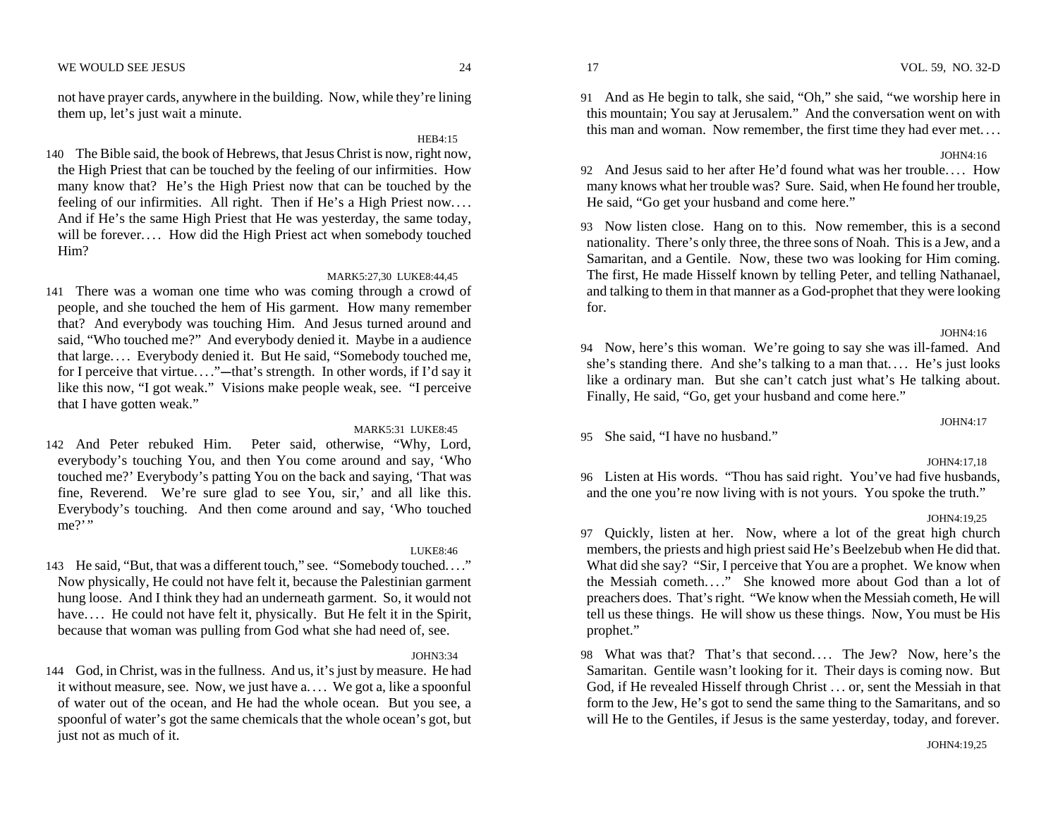not have prayer cards, anywhere in the building. Now, while they're lining them up, let's just wait a minute.

HEB4:15

140 The Bible said, the book of Hebrews, that Jesus Christ is now, right now, the High Priest that can be touched by the feeling of our infirmities. How many know that? He's the High Priest now that can be touched by the feeling of our infirmities. All right. Then if He's a High Priest now.… And if He's the same High Priest that He was yesterday, the same today, will be forever.… How did the High Priest act when somebody touched Him?

MARK5:27,30 LUKE8:44,45

141 There was a woman one time who was coming through a crowd of people, and she touched the hem of His garment. How many remember that? And everybody was touching Him. And Jesus turned around and said, "Who touched me?" And everybody denied it. Maybe in a audience that large.… Everybody denied it. But He said, "Somebody touched me, for I perceive that virtue.…"—that's strength. In other words, if I'd say it like this now, "I got weak." Visions make people weak, see. "I perceive that I have gotten weak."

MARK5:31 LUKE8:45

142 And Peter rebuked Him. Peter said, otherwise, "Why, Lord, everybody's touching You, and then You come around and say, 'Who touched me?' Everybody's patting You on the back and saying, 'That was fine, Reverend. We're sure glad to see You, sir,' and all like this. Everybody's touching. And then come around and say, 'Who touched me?' "

LUKE8:46

143 He said, "But, that was a different touch," see. "Somebody touched.…" Now physically, He could not have felt it, because the Palestinian garment hung loose. And I think they had an underneath garment. So, it would not have.… He could not have felt it, physically. But He felt it in the Spirit, because that woman was pulling from God what she had need of, see.

JOHN3:34

144 God, in Christ, was in the fullness. And us, it's just by measure. He had it without measure, see. Now, we just have a.… We got a, like a spoonful of water out of the ocean, and He had the whole ocean. But you see, a spoonful of water's got the same chemicals that the whole ocean's got, but just not as much of it.

91 And as He begin to talk, she said, "Oh," she said, "we worship here in this mountain; You say at Jerusalem." And the conversation went on with this man and woman. Now remember, the first time they had ever met.…

JOHN4:16

92 And Jesus said to her after He'd found what was her trouble.… How many knows what her trouble was? Sure. Said, when He found her trouble, He said, "Go get your husband and come here."

93 Now listen close. Hang on to this. Now remember, this is a second nationality. There's only three, the three sons of Noah. This is a Jew, and a Samaritan, and a Gentile. Now, these two was looking for Him coming. The first, He made Hisself known by telling Peter, and telling Nathanael, and talking to them in that manner as a God-prophet that they were looking for.

JOHN4:16

94 Now, here's this woman. We're going to say she was ill-famed. And she's standing there. And she's talking to a man that.… He's just looks like a ordinary man. But she can't catch just what's He talking about. Finally, He said, "Go, get your husband and come here."

JOHN4:17

95 She said, "I have no husband."

JOHN4:17,18

96 Listen at His words. "Thou has said right. You've had five husbands, and the one you're now living with is not yours. You spoke the truth."

JOHN4:19,25

97 Quickly, listen at her. Now, where a lot of the great high church members, the priests and high priest said He's Beelzebub when He did that. What did she say? "Sir, I perceive that You are a prophet. We know when the Messiah cometh.…" She knowed more about God than a lot of preachers does. That's right. "We know when the Messiah cometh, He will tell us these things. He will show us these things. Now, You must be His prophet."

98 What was that? That's that second.… The Jew? Now, here's the Samaritan. Gentile wasn't looking for it. Their days is coming now. But God, if He revealed Hisself through Christ … or, sent the Messiah in that form to the Jew, He's got to send the same thing to the Samaritans, and so will He to the Gentiles, if Jesus is the same yesterday, today, and forever.

JOHN4:19,25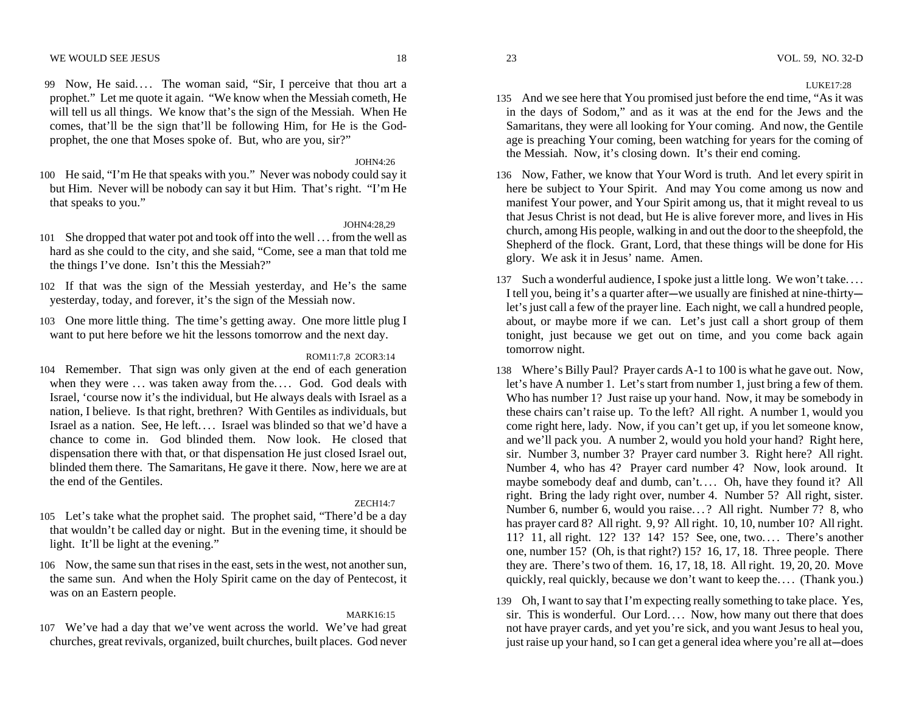99 Now, He said.... The woman said, "Sir, I perceive that thou art a prophet." Let me quote it again. "We know when the Messiah cometh, He will tell us all things. We know that's the sign of the Messiah. When He comes, that'll be the sign that'll be following Him, for He is the God-prophet, the one that Moses spoke of. But, who are you, sir?"

JOHN4:26

100 He said, "I'm He that speaks with you." Never was nobody could say it but Him. Never will be nobody can say it but Him. That's right. "I'm He that speaks to you."

JOHN4:28,29

101 She dropped that water pot and took off into the well ... from the well as hard as she could to the city, and she said, "Come, see a man that told me the things I've done. Isn't this the Messiah?"

102 If that was the sign of the Messiah yesterday, and He's the same yesterday, today, and forever, it's the sign of the Messiah now.

103 One more little thing. The time's getting away. One more little plug I want to put here before we hit the lessons tomorrow and the next day.

ROM11:7,8 2COR3:14

104 Remember. That sign was only given at the end of each generation when they were ... was taken away from the.... God. God deals with Israel, 'course now it's the individual, but He always deals with Israel as a nation, I believe. Is that right, brethren? With Gentiles as individuals, but Israel as a nation. See, He left.... Israel was blinded so that we'd have a chance to come in. God blinded them. Now look. He closed that dispensation there with that, or that dispensation He just closed Israel out, blinded them there. The Samaritans, He gave it there. Now, here we are at the end of the Gentiles.

ZECH14:7

105 Let's take what the prophet said. The prophet said, "There'd be a day that wouldn't be called day or night. But in the evening time, it should be light. It'll be light at the evening."

106 Now, the same sun that rises in the east, sets in the west, not another sun, the same sun. And when the Holy Spirit came on the day of Pentecost, it was on an Eastern people.

MARK16:15

107 We've had a day that we've went across the world. We've had great churches, great revivals, organized, built churches, built places. God never

LUKE17:28

135 And we see here that You promised just before the end time, "As it was in the days of Sodom," and as it was at the end for the Jews and the Samaritans, they were all looking for Your coming. And now, the Gentile age is preaching Your coming, been watching for years for the coming of the Messiah. Now, it's closing down. It's their end coming.

136 Now, Father, we know that Your Word is truth. And let every spirit in here be subject to Your Spirit. And may You come among us now and manifest Your power, and Your Spirit among us, that it might reveal to us that Jesus Christ is not dead, but He is alive forever more, and lives in His church, among His people, walking in and out the door to the sheepfold, the Shepherd of the flock. Grant, Lord, that these things will be done for His glory. We ask it in Jesus' name. Amen.

137 Such a wonderful audience, I spoke just a little long. We won't take.... I tell you, being it's a quarter after—we usually are finished at nine-thirty—let's just call a few of the prayer line. Each night, we call a hundred people, about, or maybe more if we can. Let's just call a short group of them tonight, just because we get out on time, and you come back again tomorrow night.

138 Where's Billy Paul? Prayer cards A-1 to 100 is what he gave out. Now, let's have A number 1. Let's start from number 1, just bring a few of them. Who has number 1? Just raise up your hand. Now, it may be somebody in these chairs can't raise up. To the left? All right. A number 1, would you come right here, lady. Now, if you can't get up, if you let someone know, and we'll pack you. A number 2, would you hold your hand? Right here, sir. Number 3, number 3? Prayer card number 3. Right here? All right. Number 4, who has 4? Prayer card number 4? Now, look around. It maybe somebody deaf and dumb, can't.... Oh, have they found it? All right. Bring the lady right over, number 4. Number 5? All right, sister. Number 6, number 6, would you raise...? All right. Number 7? 8, who has prayer card 8? All right. 9, 9? All right. 10, 10, number 10? All right. 11? 11, all right. 12? 13? 14? 15? See, one, two.... There's another one, number 15? (Oh, is that right?) 15? 16, 17, 18. Three people. There they are. There's two of them. 16, 17, 18, 18. All right. 19, 20, 20. Move quickly, real quickly, because we don't want to keep the.... (Thank you.)

139 Oh, I want to say that I'm expecting really something to take place. Yes, sir. This is wonderful. Our Lord.... Now, how many out there that does not have prayer cards, and yet you're sick, and you want Jesus to heal you, just raise up your hand, so I can get a general idea where you're all at—does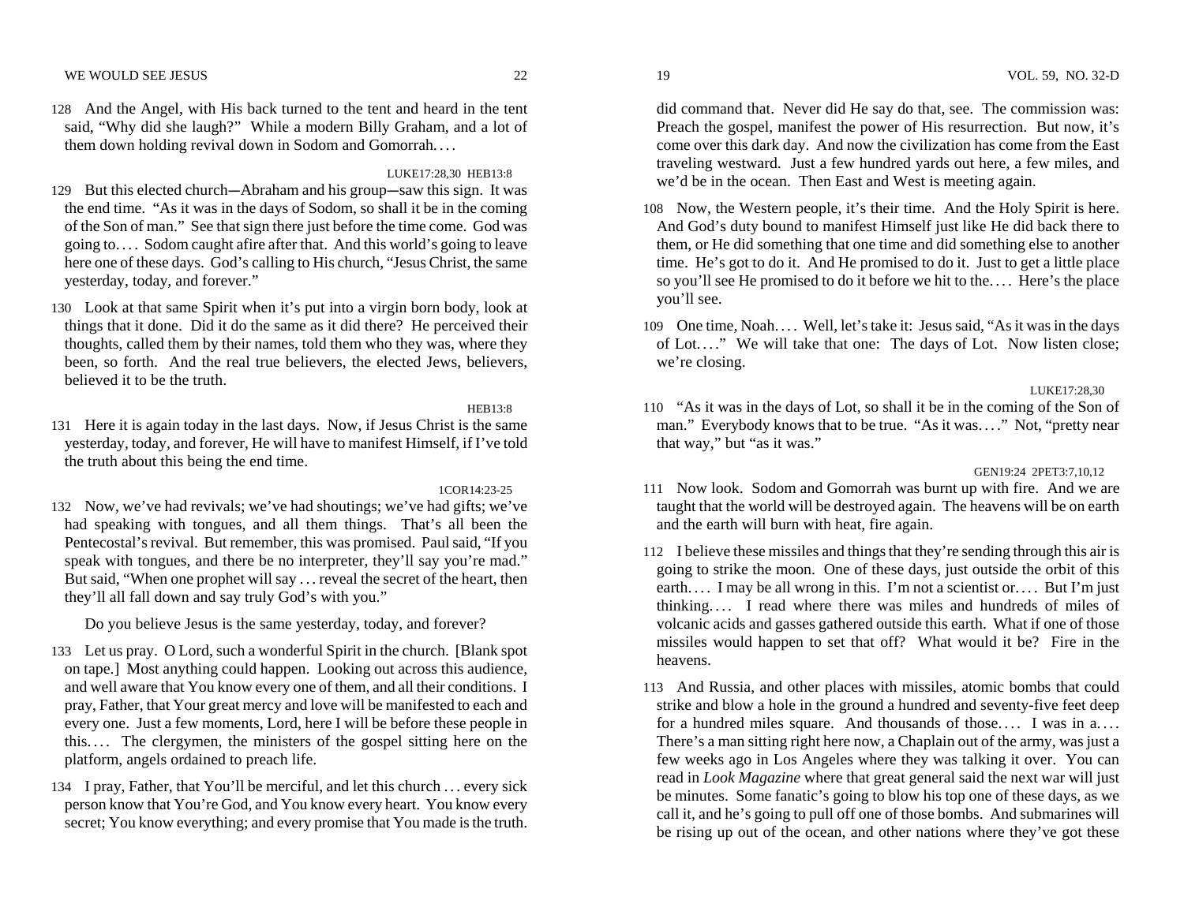128 And the Angel, with His back turned to the tent and heard in the tent said, "Why did she laugh?" While a modern Billy Graham, and a lot of them down holding revival down in Sodom and Gomorrah. . . .

LUKE17:28,30 HEB13:8

129 But this elected church—Abraham and his group—saw this sign. It was the end time. "As it was in the days of Sodom, so shall it be in the coming of the Son of man." See that sign there just before the time come. God was going to. . . . Sodom caught afire after that. And this world's going to leave here one of these days. God's calling to His church, "Jesus Christ, the same yesterday, today, and forever."

130 Look at that same Spirit when it's put into a virgin born body, look at things that it done. Did it do the same as it did there? He perceived their thoughts, called them by their names, told them who they was, where they been, so forth. And the real true believers, the elected Jews, believers, believed it to be the truth.

HEB13:8

131 Here it is again today in the last days. Now, if Jesus Christ is the same yesterday, today, and forever, He will have to manifest Himself, if I've told the truth about this being the end time.

1COR14:23-25

132 Now, we've had revivals; we've had shoutings; we've had gifts; we've had speaking with tongues, and all them things. That's all been the Pentecostal's revival. But remember, this was promised. Paul said, "If you speak with tongues, and there be no interpreter, they'll say you're mad." But said, "When one prophet will say . . . reveal the secret of the heart, then they'll all fall down and say truly God's with you."

Do you believe Jesus is the same yesterday, today, and forever?

133 Let us pray. O Lord, such a wonderful Spirit in the church. [Blank spot on tape.] Most anything could happen. Looking out across this audience, and well aware that You know every one of them, and all their conditions. I pray, Father, that Your great mercy and love will be manifested to each and every one. Just a few moments, Lord, here I will be before these people in this. . . . The clergymen, the ministers of the gospel sitting here on the platform, angels ordained to preach life.

134 I pray, Father, that You'll be merciful, and let this church . . . every sick person know that You're God, and You know every heart. You know every secret; You know everything; and every promise that You made is the truth.

did command that. Never did He say do that, see. The commission was: Preach the gospel, manifest the power of His resurrection. But now, it's come over this dark day. And now the civilization has come from the East traveling westward. Just a few hundred yards out here, a few miles, and we'd be in the ocean. Then East and West is meeting again.

108 Now, the Western people, it's their time. And the Holy Spirit is here. And God's duty bound to manifest Himself just like He did back there to them, or He did something that one time and did something else to another time. He's got to do it. And He promised to do it. Just to get a little place so you'll see He promised to do it before we hit to the. . . . Here's the place you'll see.

109 One time, Noah. . . . Well, let's take it: Jesus said, "As it was in the days of Lot. . . ." We will take that one: The days of Lot. Now listen close; we're closing.

LUKE17:28,30

110 "As it was in the days of Lot, so shall it be in the coming of the Son of man." Everybody knows that to be true. "As it was. . . ." Not, "pretty near that way," but "as it was."

GEN19:24 2PET3:7,10,12

111 Now look. Sodom and Gomorrah was burnt up with fire. And we are taught that the world will be destroyed again. The heavens will be on earth and the earth will burn with heat, fire again.

112 I believe these missiles and things that they're sending through this air is going to strike the moon. One of these days, just outside the orbit of this earth. . . . I may be all wrong in this. I'm not a scientist or. . . . But I'm just thinking. . . . I read where there was miles and hundreds of miles of volcanic acids and gasses gathered outside this earth. What if one of those missiles would happen to set that off? What would it be? Fire in the heavens.

113 And Russia, and other places with missiles, atomic bombs that could strike and blow a hole in the ground a hundred and seventy-five feet deep for a hundred miles square. And thousands of those. . . . I was in a. . . . There's a man sitting right here now, a Chaplain out of the army, was just a few weeks ago in Los Angeles where they was talking it over. You can read in *Look Magazine* where that great general said the next war will just be minutes. Some fanatic's going to blow his top one of these days, as we call it, and he's going to pull off one of those bombs. And submarines will be rising up out of the ocean, and other nations where they've got these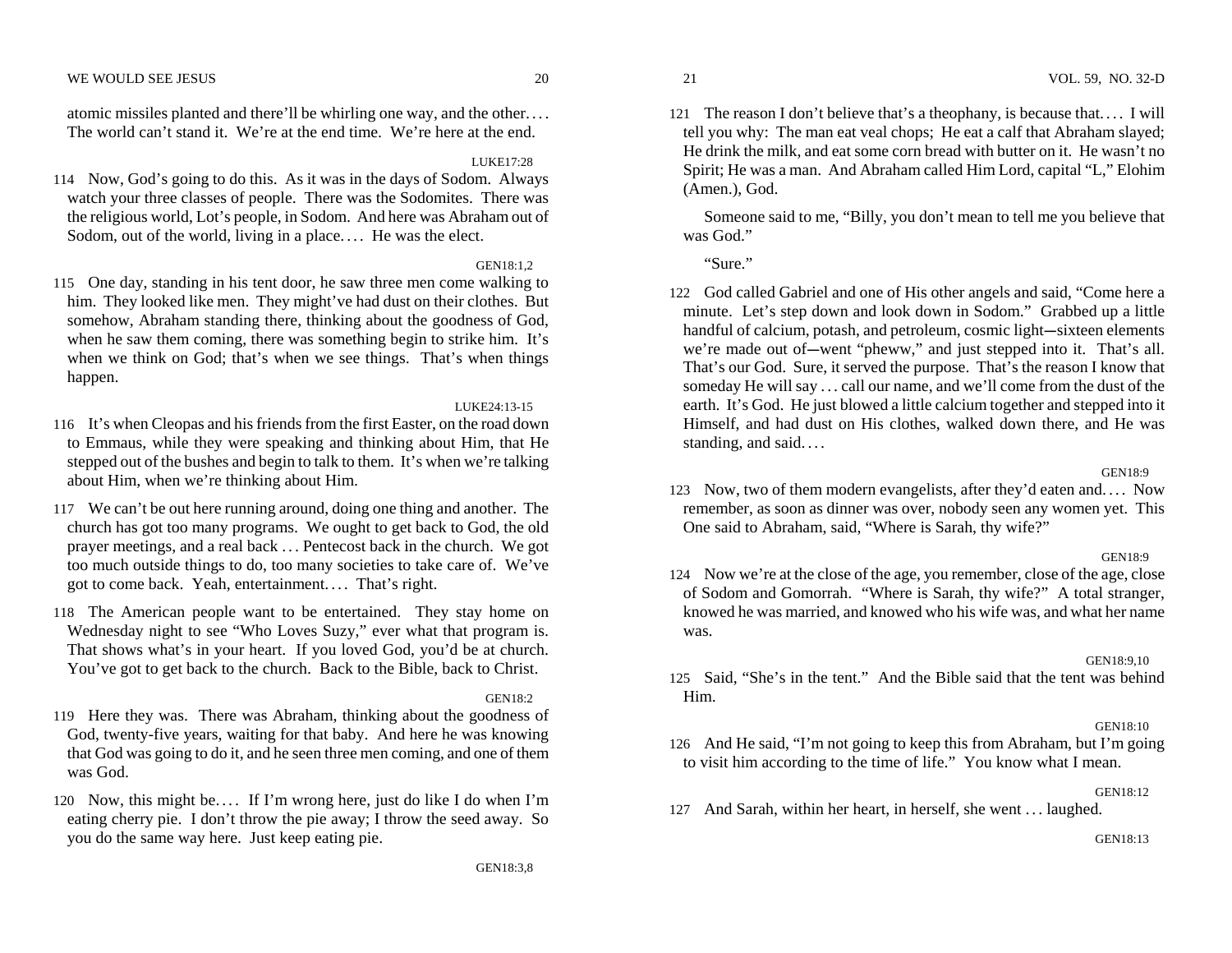atomic missiles planted and there'll be whirling one way, and the other. . . . The world can't stand it. We're at the end time. We're here at the end.

LUKE17:28

114 Now, God's going to do this. As it was in the days of Sodom. Always watch your three classes of people. There was the Sodomites. There was the religious world, Lot's people, in Sodom. And here was Abraham out of Sodom, out of the world, living in a place. . . . He was the elect.

GEN18:1,2

115 One day, standing in his tent door, he saw three men come walking to him. They looked like men. They might've had dust on their clothes. But somehow, Abraham standing there, thinking about the goodness of God, when he saw them coming, there was something begin to strike him. It's when we think on God; that's when we see things. That's when things happen.

LUKE24:13-15

116 It's when Cleopas and his friends from the first Easter, on the road down to Emmaus, while they were speaking and thinking about Him, that He stepped out of the bushes and begin to talk to them. It's when we're talking about Him, when we're thinking about Him.

117 We can't be out here running around, doing one thing and another. The church has got too many programs. We ought to get back to God, the old prayer meetings, and a real back . . . Pentecost back in the church. We got too much outside things to do, too many societies to take care of. We've got to come back. Yeah, entertainment. . . . That's right.

118 The American people want to be entertained. They stay home on Wednesday night to see "Who Loves Suzy," ever what that program is. That shows what's in your heart. If you loved God, you'd be at church. You've got to get back to the church. Back to the Bible, back to Christ.

GEN18:2

119 Here they was. There was Abraham, thinking about the goodness of God, twenty-five years, waiting for that baby. And here he was knowing that God was going to do it, and he seen three men coming, and one of them was God.

120 Now, this might be. . . . If I'm wrong here, just do like I do when I'm eating cherry pie. I don't throw the pie away; I throw the seed away. So you do the same way here. Just keep eating pie.

GEN18:3,8

121 The reason I don't believe that's a theophany, is because that. . . . I will tell you why: The man eat veal chops; He eat a calf that Abraham slayed; He drink the milk, and eat some corn bread with butter on it. He wasn't no Spirit; He was a man. And Abraham called Him Lord, capital "L," Elohim (Amen.), God.

Someone said to me, "Billy, you don't mean to tell me you believe that was God."

"Sure."

122 God called Gabriel and one of His other angels and said, "Come here a minute. Let's step down and look down in Sodom." Grabbed up a little handful of calcium, potash, and petroleum, cosmic light—sixteen elements we're made out of—went "pheww," and just stepped into it. That's all. That's our God. Sure, it served the purpose. That's the reason I know that someday He will say . . . call our name, and we'll come from the dust of the earth. It's God. He just blowed a little calcium together and stepped into it Himself, and had dust on His clothes, walked down there, and He was standing, and said. . . .

GEN18:9

123 Now, two of them modern evangelists, after they'd eaten and. . . . Now remember, as soon as dinner was over, nobody seen any women yet. This One said to Abraham, said, "Where is Sarah, thy wife?"

GEN18:9

124 Now we're at the close of the age, you remember, close of the age, close of Sodom and Gomorrah. "Where is Sarah, thy wife?" A total stranger, knowed he was married, and knowed who his wife was, and what her name was.

GEN18:9,10

125 Said, "She's in the tent." And the Bible said that the tent was behind Him.

GEN18:10

126 And He said, "I'm not going to keep this from Abraham, but I'm going to visit him according to the time of life." You know what I mean.

GEN18:12

127 And Sarah, within her heart, in herself, she went . . . laughed.

GEN18:13